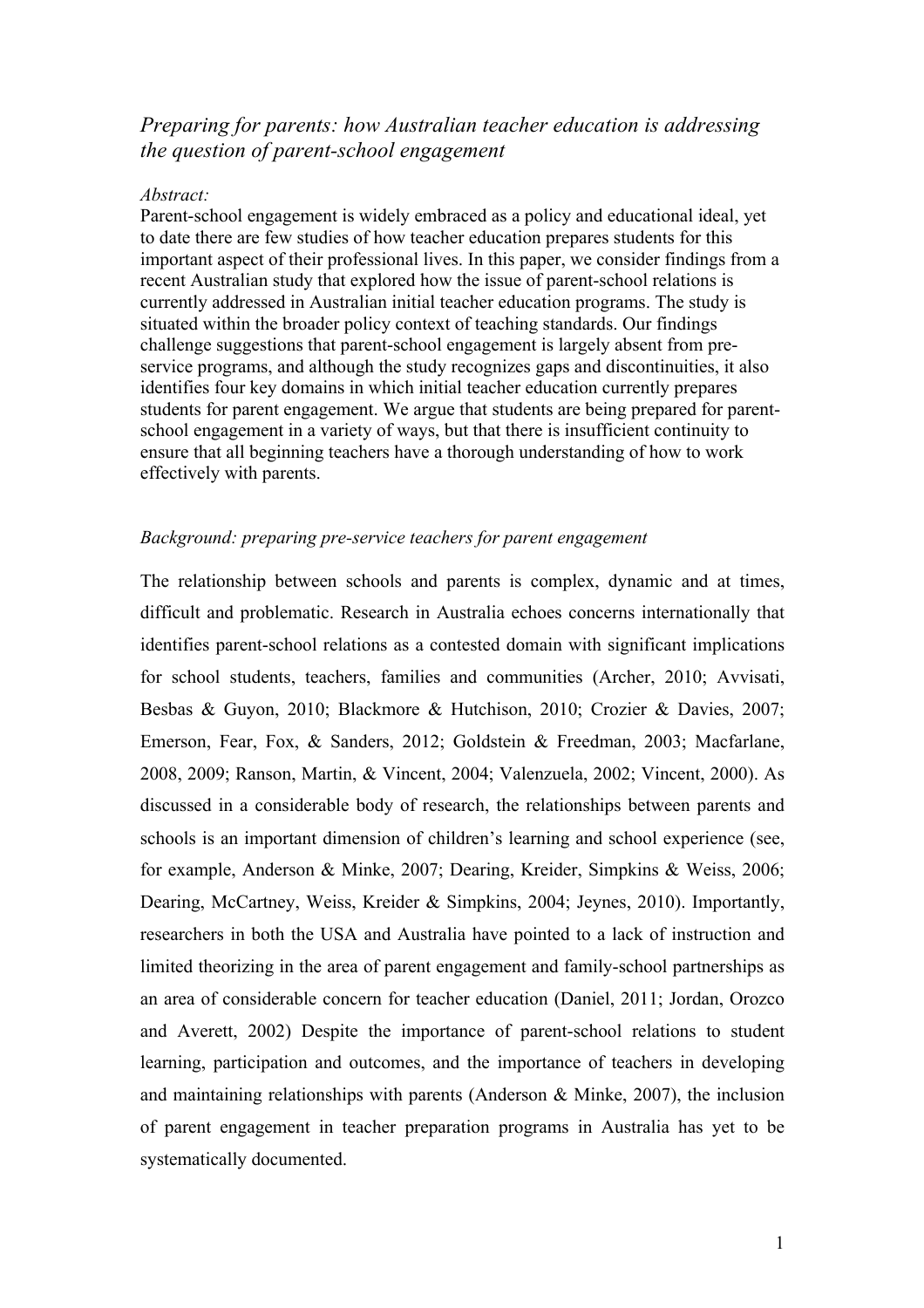*Preparing for parents: how Australian teacher education is addressing the question of parent-school engagement*

*Abstract:*

Parent-school engagement is widely embraced as a policy and educational ideal, yet to date there are few studies of how teacher education prepares students for this important aspect of their professional lives. In this paper, we consider findings from a recent Australian study that explored how the issue of parent-school relations is currently addressed in Australian initial teacher education programs. The study is situated within the broader policy context of teaching standards. Our findings challenge suggestions that parent-school engagement is largely absent from pre-service programs, and although the study recognizes gaps and discontinuities, it also identifies four key domains in which initial teacher education currently prepares students for parent engagement. We argue that students are being prepared for parent-school engagement in a variety of ways, but that there is insufficient continuity to ensure that all beginning teachers have a thorough understanding of how to work effectively with parents.

*Background: preparing pre-service teachers for parent engagement*

The relationship between schools and parents is complex, dynamic and at times, difficult and problematic. Research in Australia echoes concerns internationally that identifies parent-school relations as a contested domain with significant implications for school students, teachers, families and communities (Archer, 2010; Avvisati, Besbas & Guyon, 2010; Blackmore & Hutchison, 2010; Crozier & Davies, 2007; Emerson, Fear, Fox, & Sanders, 2012; Goldstein & Freedman, 2003; Macfarlane, 2008, 2009; Ranson, Martin, & Vincent, 2004; Valenzuela, 2002; Vincent, 2000). As discussed in a considerable body of research, the relationships between parents and schools is an important dimension of children's learning and school experience (see, for example, Anderson & Minke, 2007; Dearing, Kreider, Simpkins & Weiss, 2006; Dearing, McCartney, Weiss, Kreider & Simpkins, 2004; Jeynes, 2010). Importantly, researchers in both the USA and Australia have pointed to a lack of instruction and limited theorizing in the area of parent engagement and family-school partnerships as an area of considerable concern for teacher education (Daniel, 2011; Jordan, Orozco and Averett, 2002) Despite the importance of parent-school relations to student learning, participation and outcomes, and the importance of teachers in developing and maintaining relationships with parents (Anderson & Minke, 2007), the inclusion of parent engagement in teacher preparation programs in Australia has yet to be systematically documented.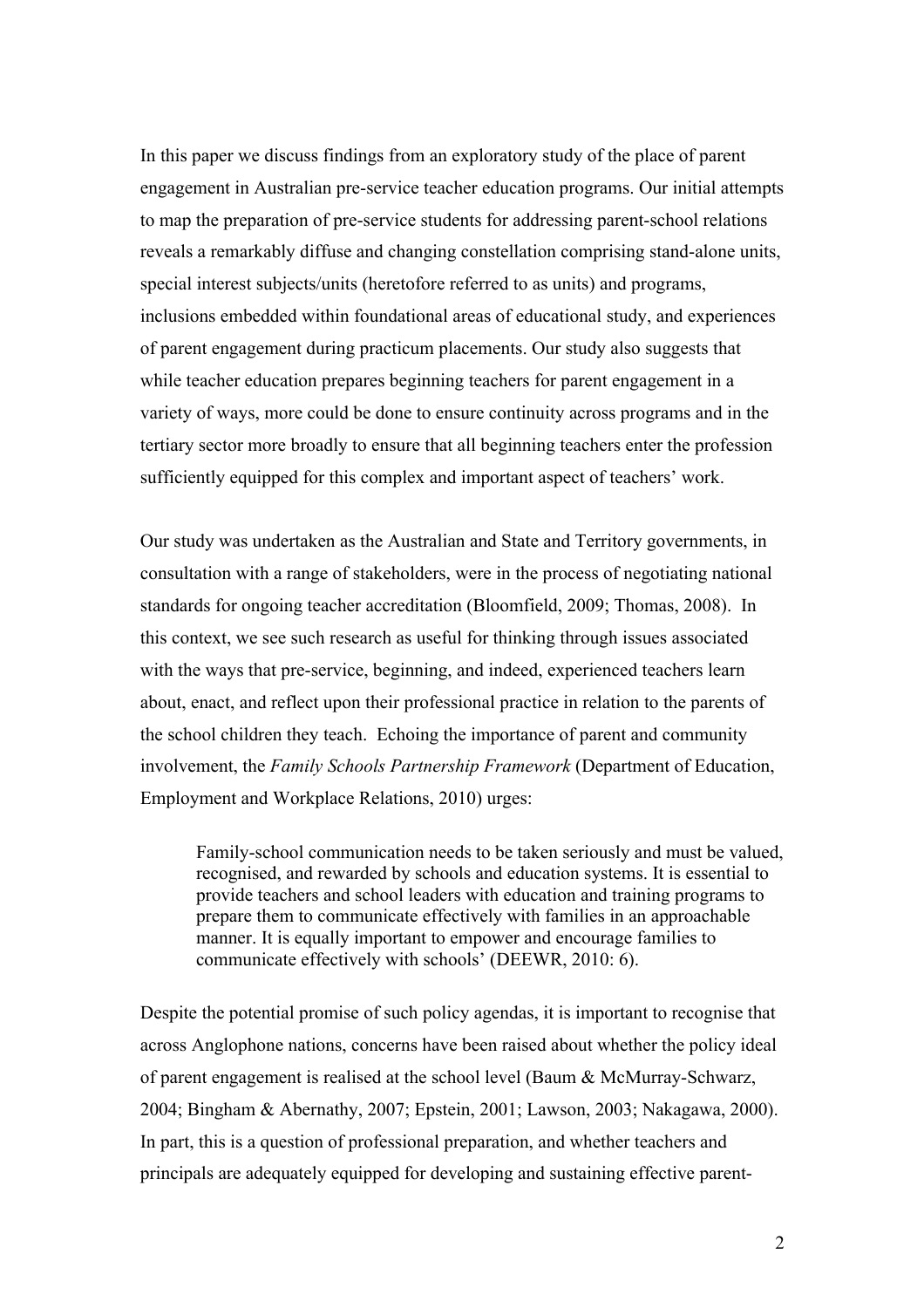In this paper we discuss findings from an exploratory study of the place of parent engagement in Australian pre-service teacher education programs. Our initial attempts to map the preparation of pre-service students for addressing parent-school relations reveals a remarkably diffuse and changing constellation comprising stand-alone units, special interest subjects/units (heretofore referred to as units) and programs, inclusions embedded within foundational areas of educational study, and experiences of parent engagement during practicum placements. Our study also suggests that while teacher education prepares beginning teachers for parent engagement in a variety of ways, more could be done to ensure continuity across programs and in the tertiary sector more broadly to ensure that all beginning teachers enter the profession sufficiently equipped for this complex and important aspect of teachers' work.

Our study was undertaken as the Australian and State and Territory governments, in consultation with a range of stakeholders, were in the process of negotiating national standards for ongoing teacher accreditation (Bloomfield, 2009; Thomas, 2008). In this context, we see such research as useful for thinking through issues associated with the ways that pre-service, beginning, and indeed, experienced teachers learn about, enact, and reflect upon their professional practice in relation to the parents of the school children they teach. Echoing the importance of parent and community involvement, the *Family Schools Partnership Framework* (Department of Education, Employment and Workplace Relations, 2010) urges:

> Family-school communication needs to be taken seriously and must be valued, recognised, and rewarded by schools and education systems. It is essential to provide teachers and school leaders with education and training programs to prepare them to communicate effectively with families in an approachable manner. It is equally important to empower and encourage families to communicate effectively with schools' (DEEWR, 2010: 6).

Despite the potential promise of such policy agendas, it is important to recognise that across Anglophone nations, concerns have been raised about whether the policy ideal of parent engagement is realised at the school level (Baum & McMurray-Schwarz, 2004; Bingham & Abernathy, 2007; Epstein, 2001; Lawson, 2003; Nakagawa, 2000). In part, this is a question of professional preparation, and whether teachers and principals are adequately equipped for developing and sustaining effective parent-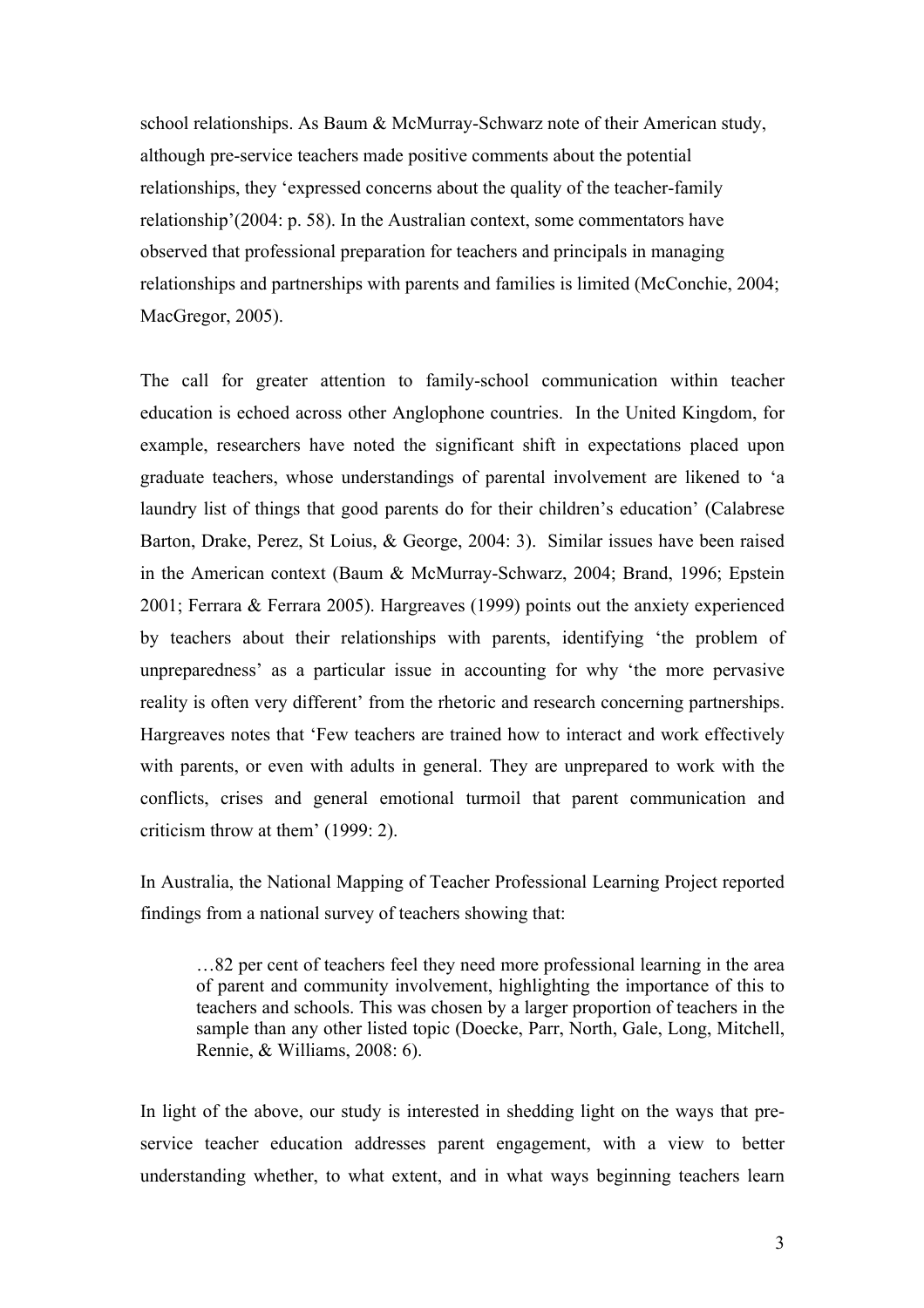school relationships. As Baum & McMurray-Schwarz note of their American study, although pre-service teachers made positive comments about the potential relationships, they 'expressed concerns about the quality of the teacher-family relationship'(2004: p. 58). In the Australian context, some commentators have observed that professional preparation for teachers and principals in managing relationships and partnerships with parents and families is limited (McConchie, 2004; MacGregor, 2005).

The call for greater attention to family-school communication within teacher education is echoed across other Anglophone countries. In the United Kingdom, for example, researchers have noted the significant shift in expectations placed upon graduate teachers, whose understandings of parental involvement are likened to 'a laundry list of things that good parents do for their children's education' (Calabrese Barton, Drake, Perez, St Loius, & George, 2004: 3). Similar issues have been raised in the American context (Baum & McMurray-Schwarz, 2004; Brand, 1996; Epstein 2001; Ferrara & Ferrara 2005). Hargreaves (1999) points out the anxiety experienced by teachers about their relationships with parents, identifying 'the problem of unpreparedness' as a particular issue in accounting for why 'the more pervasive reality is often very different' from the rhetoric and research concerning partnerships. Hargreaves notes that 'Few teachers are trained how to interact and work effectively with parents, or even with adults in general. They are unprepared to work with the conflicts, crises and general emotional turmoil that parent communication and criticism throw at them' (1999: 2).

In Australia, the National Mapping of Teacher Professional Learning Project reported findings from a national survey of teachers showing that:

> …82 per cent of teachers feel they need more professional learning in the area of parent and community involvement, highlighting the importance of this to teachers and schools. This was chosen by a larger proportion of teachers in the sample than any other listed topic (Doecke, Parr, North, Gale, Long, Mitchell, Rennie, & Williams, 2008: 6).

In light of the above, our study is interested in shedding light on the ways that pre-service teacher education addresses parent engagement, with a view to better understanding whether, to what extent, and in what ways beginning teachers learn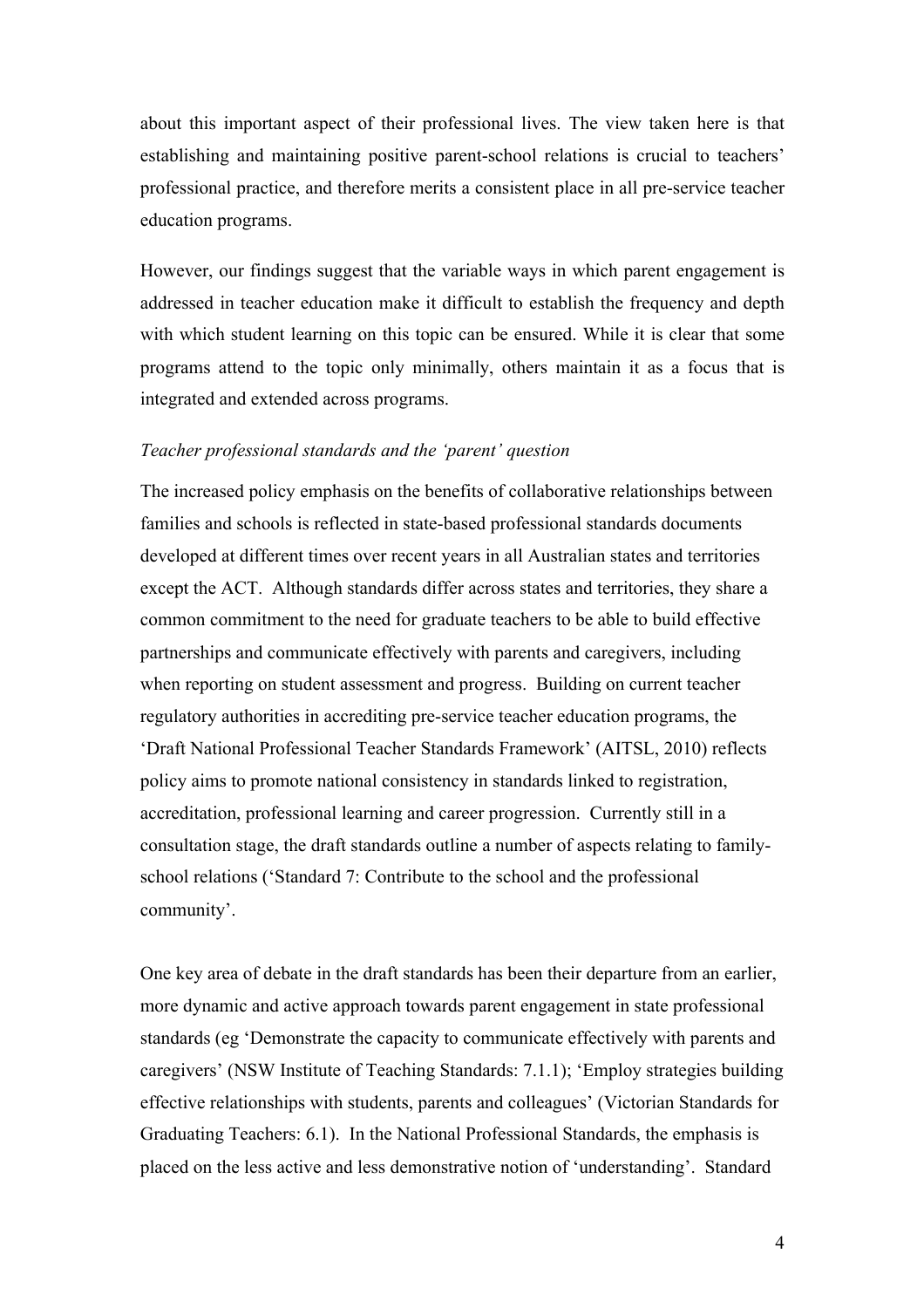about this important aspect of their professional lives. The view taken here is that establishing and maintaining positive parent-school relations is crucial to teachers' professional practice, and therefore merits a consistent place in all pre-service teacher education programs.

However, our findings suggest that the variable ways in which parent engagement is addressed in teacher education make it difficult to establish the frequency and depth with which student learning on this topic can be ensured. While it is clear that some programs attend to the topic only minimally, others maintain it as a focus that is integrated and extended across programs.

*Teacher professional standards and the 'parent' question*

The increased policy emphasis on the benefits of collaborative relationships between families and schools is reflected in state-based professional standards documents developed at different times over recent years in all Australian states and territories except the ACT. Although standards differ across states and territories, they share a common commitment to the need for graduate teachers to be able to build effective partnerships and communicate effectively with parents and caregivers, including when reporting on student assessment and progress. Building on current teacher regulatory authorities in accrediting pre-service teacher education programs, the 'Draft National Professional Teacher Standards Framework' (AITSL, 2010) reflects policy aims to promote national consistency in standards linked to registration, accreditation, professional learning and career progression. Currently still in a consultation stage, the draft standards outline a number of aspects relating to family-school relations ('Standard 7: Contribute to the school and the professional community'.

One key area of debate in the draft standards has been their departure from an earlier, more dynamic and active approach towards parent engagement in state professional standards (eg 'Demonstrate the capacity to communicate effectively with parents and caregivers' (NSW Institute of Teaching Standards: 7.1.1); 'Employ strategies building effective relationships with students, parents and colleagues' (Victorian Standards for Graduating Teachers: 6.1). In the National Professional Standards, the emphasis is placed on the less active and less demonstrative notion of 'understanding'. Standard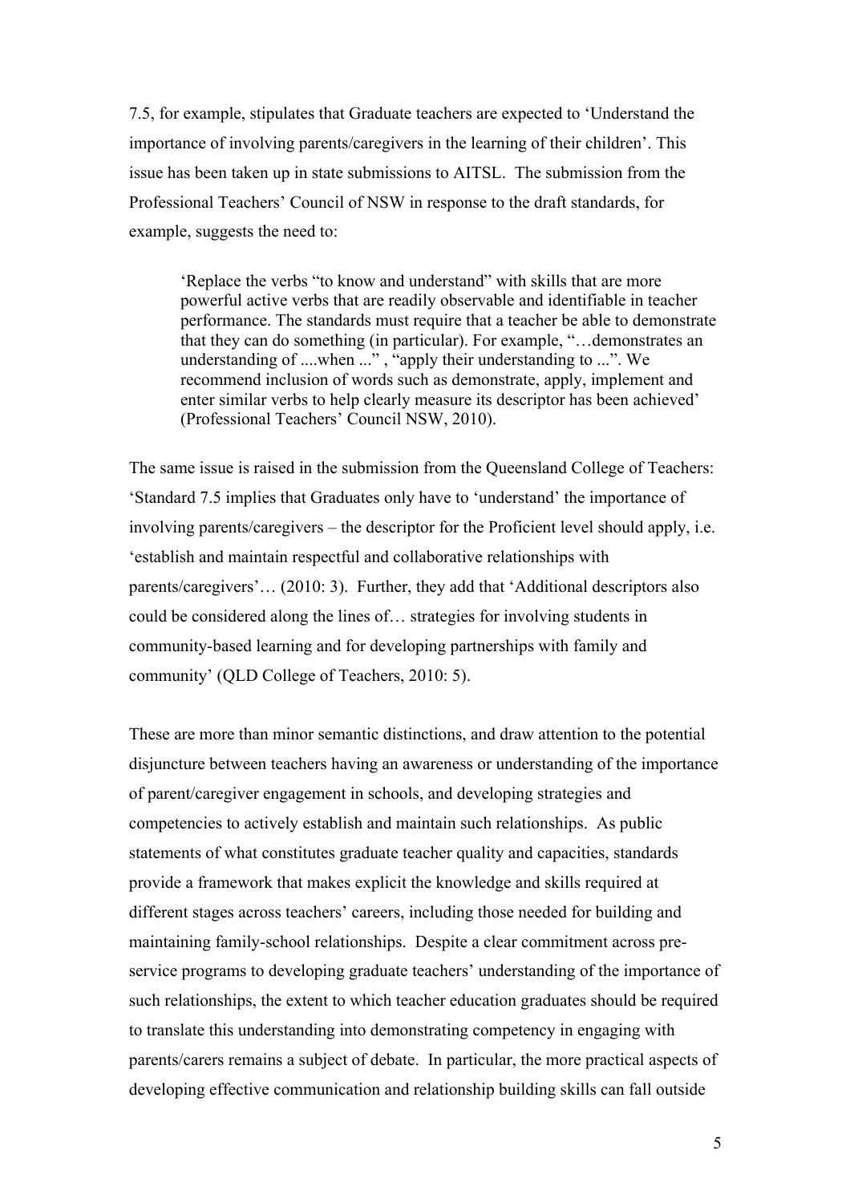7.5, for example, stipulates that Graduate teachers are expected to 'Understand the importance of involving parents/caregivers in the learning of their children'. This issue has been taken up in state submissions to AITSL. The submission from the Professional Teachers' Council of NSW in response to the draft standards, for example, suggests the need to:

> 'Replace the verbs "to know and understand" with skills that are more powerful active verbs that are readily observable and identifiable in teacher performance. The standards must require that a teacher be able to demonstrate that they can do something (in particular). For example, "…demonstrates an understanding of ....when ..." , "apply their understanding to ...". We recommend inclusion of words such as demonstrate, apply, implement and enter similar verbs to help clearly measure its descriptor has been achieved' (Professional Teachers' Council NSW, 2010).

The same issue is raised in the submission from the Queensland College of Teachers: 'Standard 7.5 implies that Graduates only have to 'understand' the importance of involving parents/caregivers – the descriptor for the Proficient level should apply, i.e. 'establish and maintain respectful and collaborative relationships with parents/caregivers'… (2010: 3). Further, they add that 'Additional descriptors also could be considered along the lines of… strategies for involving students in community-based learning and for developing partnerships with family and community' (QLD College of Teachers, 2010: 5).

These are more than minor semantic distinctions, and draw attention to the potential disjuncture between teachers having an awareness or understanding of the importance of parent/caregiver engagement in schools, and developing strategies and competencies to actively establish and maintain such relationships. As public statements of what constitutes graduate teacher quality and capacities, standards provide a framework that makes explicit the knowledge and skills required at different stages across teachers' careers, including those needed for building and maintaining family-school relationships. Despite a clear commitment across pre-service programs to developing graduate teachers' understanding of the importance of such relationships, the extent to which teacher education graduates should be required to translate this understanding into demonstrating competency in engaging with parents/carers remains a subject of debate. In particular, the more practical aspects of developing effective communication and relationship building skills can fall outside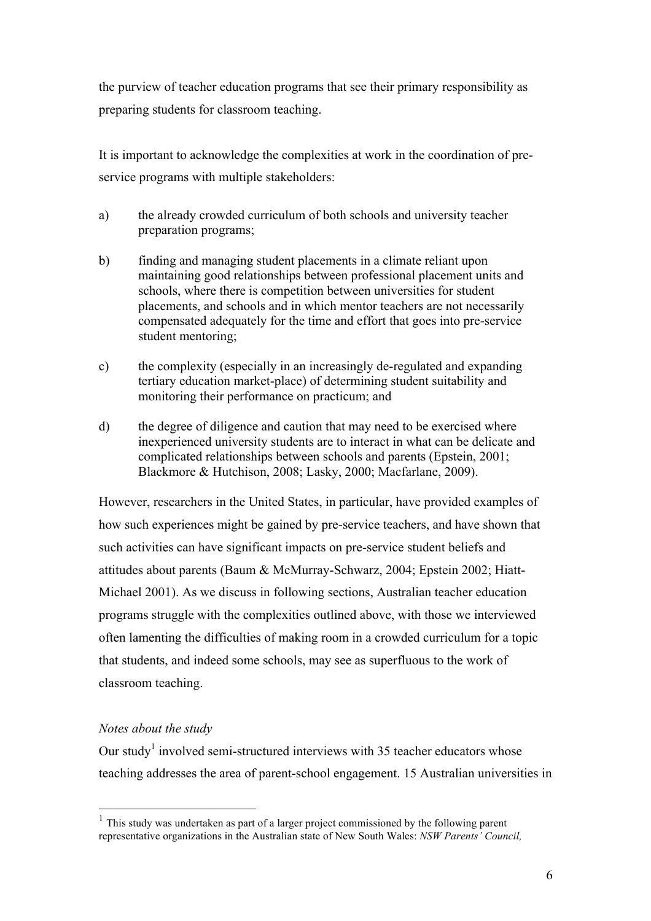the purview of teacher education programs that see their primary responsibility as preparing students for classroom teaching.

It is important to acknowledge the complexities at work in the coordination of pre-service programs with multiple stakeholders:

a) the already crowded curriculum of both schools and university teacher preparation programs;

b) finding and managing student placements in a climate reliant upon maintaining good relationships between professional placement units and schools, where there is competition between universities for student placements, and schools and in which mentor teachers are not necessarily compensated adequately for the time and effort that goes into pre-service student mentoring;

c) the complexity (especially in an increasingly de-regulated and expanding tertiary education market-place) of determining student suitability and monitoring their performance on practicum; and

d) the degree of diligence and caution that may need to be exercised where inexperienced university students are to interact in what can be delicate and complicated relationships between schools and parents (Epstein, 2001; Blackmore & Hutchison, 2008; Lasky, 2000; Macfarlane, 2009).

However, researchers in the United States, in particular, have provided examples of how such experiences might be gained by pre-service teachers, and have shown that such activities can have significant impacts on pre-service student beliefs and attitudes about parents (Baum & McMurray-Schwarz, 2004; Epstein 2002; Hiatt-Michael 2001). As we discuss in following sections, Australian teacher education programs struggle with the complexities outlined above, with those we interviewed often lamenting the difficulties of making room in a crowded curriculum for a topic that students, and indeed some schools, may see as superfluous to the work of classroom teaching.

*Notes about the study*

Our study[1] involved semi-structured interviews with 35 teacher educators whose teaching addresses the area of parent-school engagement. 15 Australian universities in

[1] This study was undertaken as part of a larger project commissioned by the following parent representative organizations in the Australian state of New South Wales: *NSW Parents' Council,*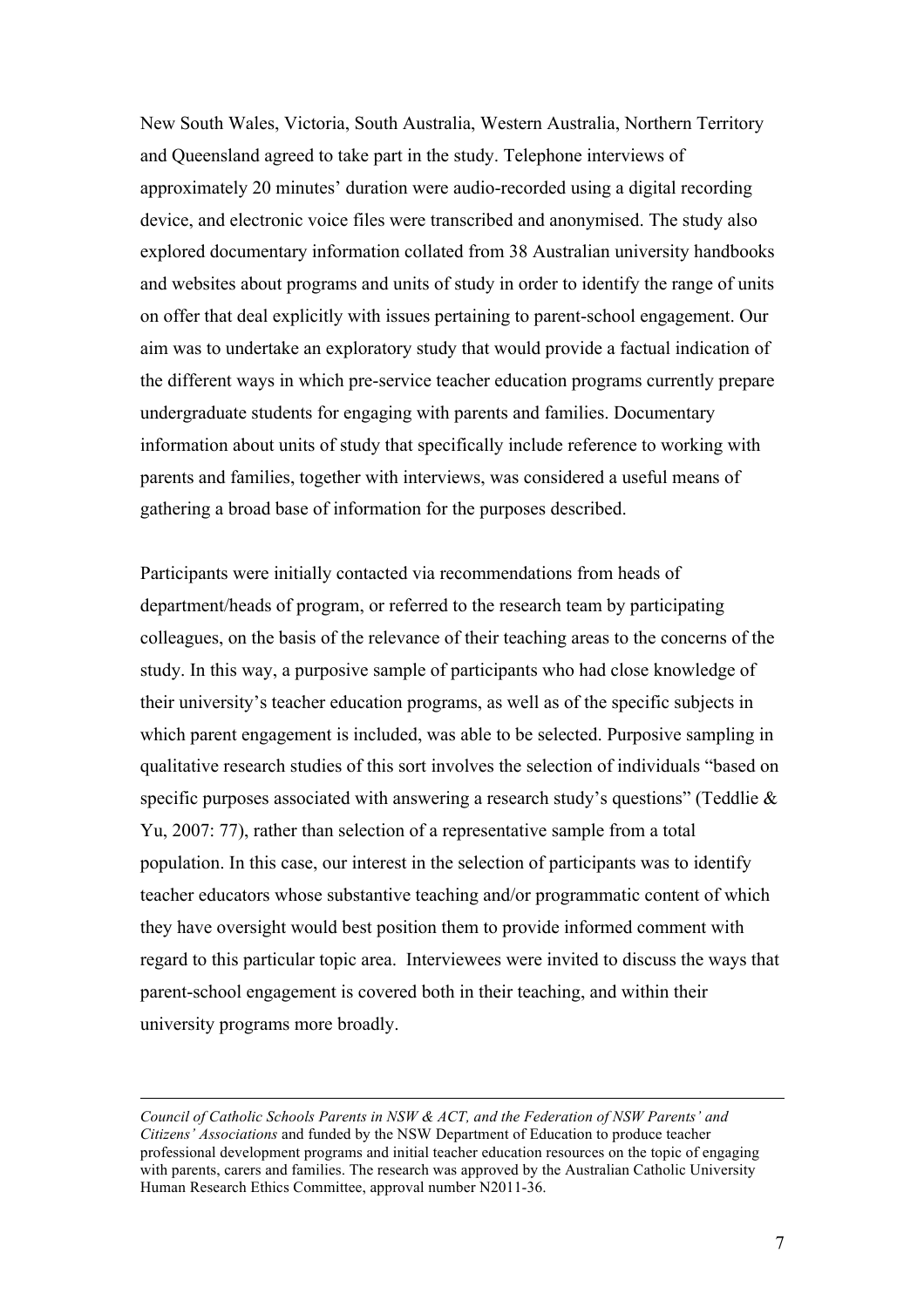New South Wales, Victoria, South Australia, Western Australia, Northern Territory and Queensland agreed to take part in the study. Telephone interviews of approximately 20 minutes' duration were audio-recorded using a digital recording device, and electronic voice files were transcribed and anonymised. The study also explored documentary information collated from 38 Australian university handbooks and websites about programs and units of study in order to identify the range of units on offer that deal explicitly with issues pertaining to parent-school engagement. Our aim was to undertake an exploratory study that would provide a factual indication of the different ways in which pre-service teacher education programs currently prepare undergraduate students for engaging with parents and families. Documentary information about units of study that specifically include reference to working with parents and families, together with interviews, was considered a useful means of gathering a broad base of information for the purposes described.

Participants were initially contacted via recommendations from heads of department/heads of program, or referred to the research team by participating colleagues, on the basis of the relevance of their teaching areas to the concerns of the study. In this way, a purposive sample of participants who had close knowledge of their university's teacher education programs, as well as of the specific subjects in which parent engagement is included, was able to be selected. Purposive sampling in qualitative research studies of this sort involves the selection of individuals "based on specific purposes associated with answering a research study's questions" (Teddlie & Yu, 2007: 77), rather than selection of a representative sample from a total population. In this case, our interest in the selection of participants was to identify teacher educators whose substantive teaching and/or programmatic content of which they have oversight would best position them to provide informed comment with regard to this particular topic area. Interviewees were invited to discuss the ways that parent-school engagement is covered both in their teaching, and within their university programs more broadly.

---

*Council of Catholic Schools Parents in NSW & ACT, and the Federation of NSW Parents' and Citizens' Associations* and funded by the NSW Department of Education to produce teacher professional development programs and initial teacher education resources on the topic of engaging with parents, carers and families. The research was approved by the Australian Catholic University Human Research Ethics Committee, approval number N2011-36.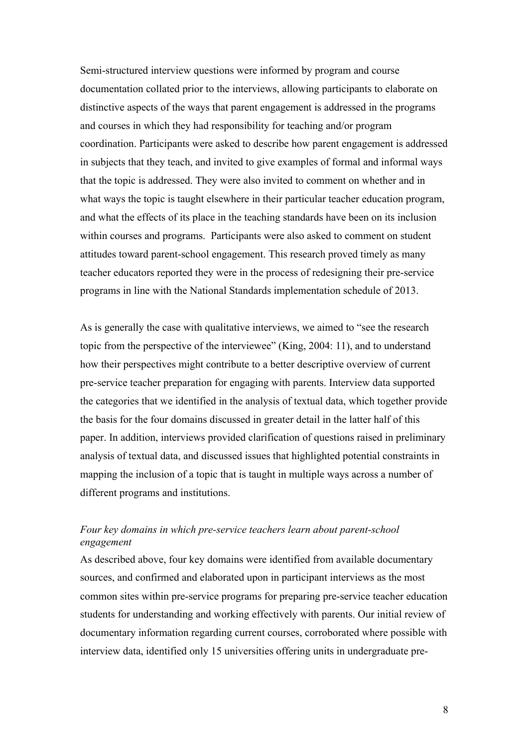Semi-structured interview questions were informed by program and course documentation collated prior to the interviews, allowing participants to elaborate on distinctive aspects of the ways that parent engagement is addressed in the programs and courses in which they had responsibility for teaching and/or program coordination. Participants were asked to describe how parent engagement is addressed in subjects that they teach, and invited to give examples of formal and informal ways that the topic is addressed. They were also invited to comment on whether and in what ways the topic is taught elsewhere in their particular teacher education program, and what the effects of its place in the teaching standards have been on its inclusion within courses and programs. Participants were also asked to comment on student attitudes toward parent-school engagement. This research proved timely as many teacher educators reported they were in the process of redesigning their pre-service programs in line with the National Standards implementation schedule of 2013.

As is generally the case with qualitative interviews, we aimed to "see the research topic from the perspective of the interviewee" (King, 2004: 11), and to understand how their perspectives might contribute to a better descriptive overview of current pre-service teacher preparation for engaging with parents. Interview data supported the categories that we identified in the analysis of textual data, which together provide the basis for the four domains discussed in greater detail in the latter half of this paper. In addition, interviews provided clarification of questions raised in preliminary analysis of textual data, and discussed issues that highlighted potential constraints in mapping the inclusion of a topic that is taught in multiple ways across a number of different programs and institutions.

*Four key domains in which pre-service teachers learn about parent-school engagement*

As described above, four key domains were identified from available documentary sources, and confirmed and elaborated upon in participant interviews as the most common sites within pre-service programs for preparing pre-service teacher education students for understanding and working effectively with parents. Our initial review of documentary information regarding current courses, corroborated where possible with interview data, identified only 15 universities offering units in undergraduate pre-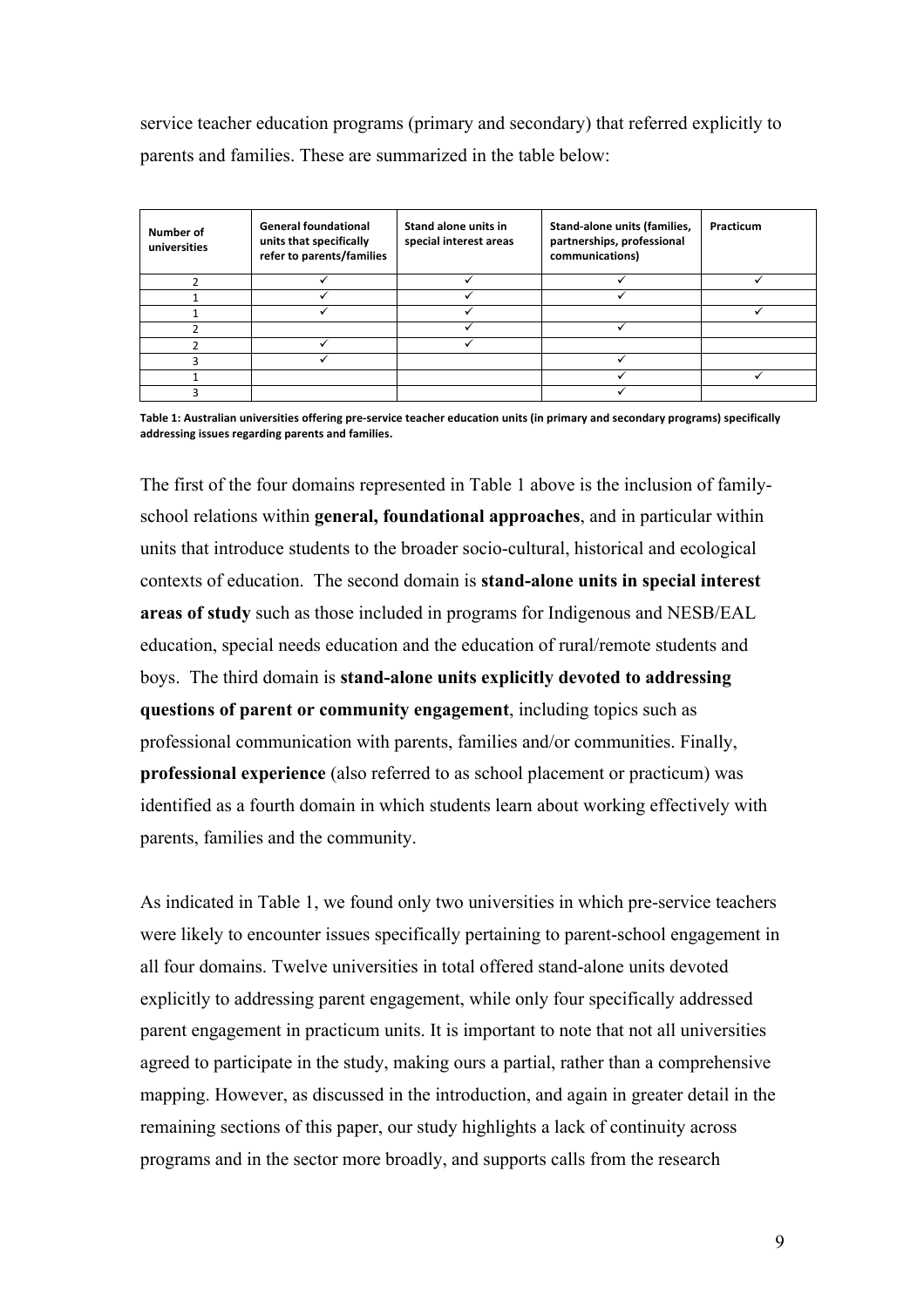service teacher education programs (primary and secondary) that referred explicitly to parents and families. These are summarized in the table below:

| Number of universities | General foundational units that specifically refer to parents/families | Stand alone units in special interest areas | Stand-alone units (families, partnerships, professional communications) | Practicum |
|---|---|---|---|---|
| 2 | ✓ | ✓ | ✓ | ✓ |
| 1 | ✓ | ✓ | ✓ | |
| 1 | ✓ | ✓ | | ✓ |
| 2 | | ✓ | ✓ | |
| 2 | ✓ | ✓ | | |
| 3 | ✓ | | ✓ | |
| 1 | | | ✓ | ✓ |
| 3 | | | ✓ | |

**Table 1: Australian universities offering pre-service teacher education units (in primary and secondary programs) specifically addressing issues regarding parents and families.**

The first of the four domains represented in Table 1 above is the inclusion of family-school relations within **general, foundational approaches**, and in particular within units that introduce students to the broader socio-cultural, historical and ecological contexts of education. The second domain is **stand-alone units in special interest areas of study** such as those included in programs for Indigenous and NESB/EAL education, special needs education and the education of rural/remote students and boys. The third domain is **stand-alone units explicitly devoted to addressing questions of parent or community engagement**, including topics such as professional communication with parents, families and/or communities. Finally, **professional experience** (also referred to as school placement or practicum) was identified as a fourth domain in which students learn about working effectively with parents, families and the community.

As indicated in Table 1, we found only two universities in which pre-service teachers were likely to encounter issues specifically pertaining to parent-school engagement in all four domains. Twelve universities in total offered stand-alone units devoted explicitly to addressing parent engagement, while only four specifically addressed parent engagement in practicum units. It is important to note that not all universities agreed to participate in the study, making ours a partial, rather than a comprehensive mapping. However, as discussed in the introduction, and again in greater detail in the remaining sections of this paper, our study highlights a lack of continuity across programs and in the sector more broadly, and supports calls from the research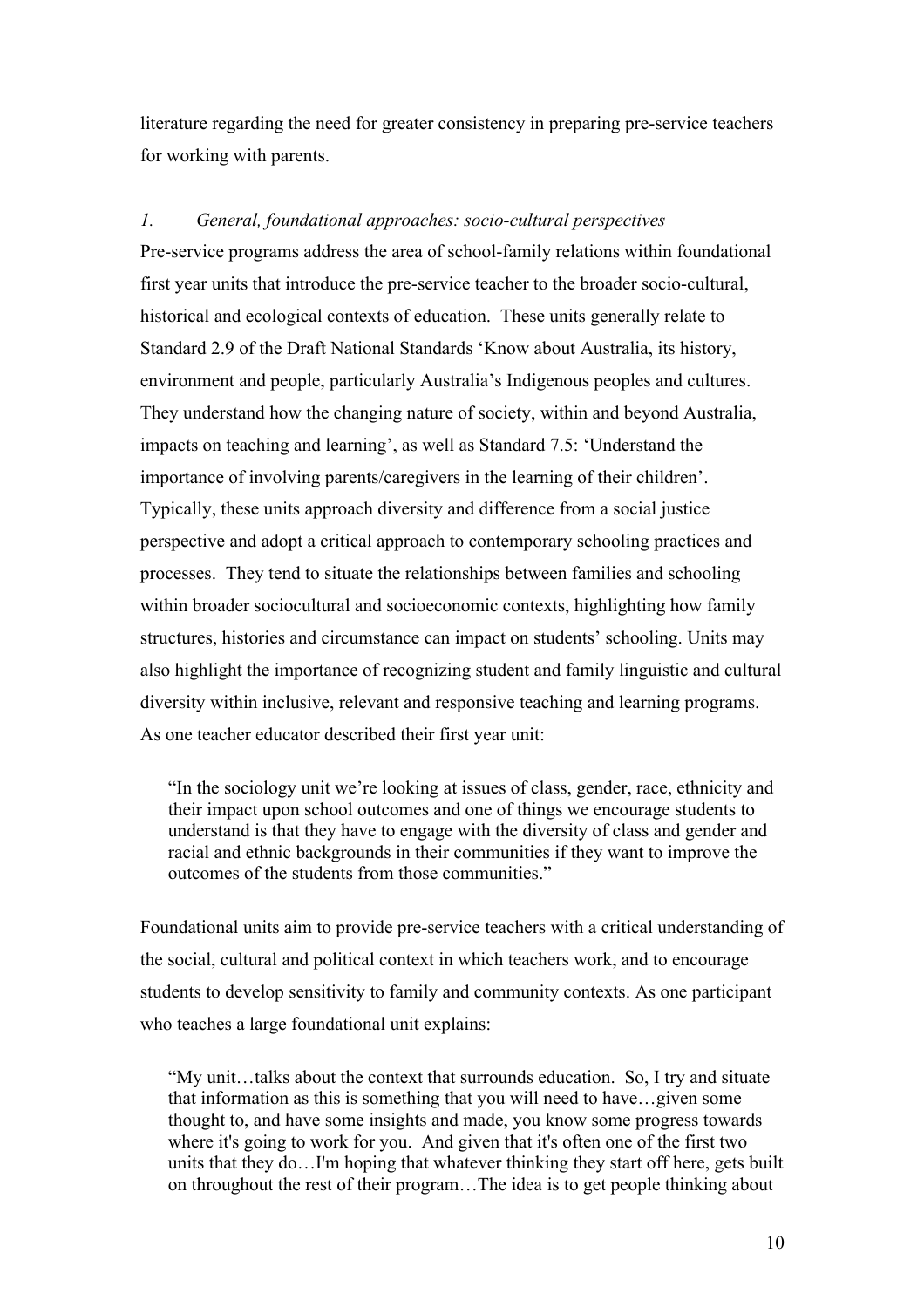literature regarding the need for greater consistency in preparing pre-service teachers for working with parents.

### *1. General, foundational approaches: socio-cultural perspectives*

Pre-service programs address the area of school-family relations within foundational first year units that introduce the pre-service teacher to the broader socio-cultural, historical and ecological contexts of education. These units generally relate to Standard 2.9 of the Draft National Standards 'Know about Australia, its history, environment and people, particularly Australia's Indigenous peoples and cultures. They understand how the changing nature of society, within and beyond Australia, impacts on teaching and learning', as well as Standard 7.5: 'Understand the importance of involving parents/caregivers in the learning of their children'. Typically, these units approach diversity and difference from a social justice perspective and adopt a critical approach to contemporary schooling practices and processes. They tend to situate the relationships between families and schooling within broader sociocultural and socioeconomic contexts, highlighting how family structures, histories and circumstance can impact on students' schooling. Units may also highlight the importance of recognizing student and family linguistic and cultural diversity within inclusive, relevant and responsive teaching and learning programs. As one teacher educator described their first year unit:

> "In the sociology unit we're looking at issues of class, gender, race, ethnicity and their impact upon school outcomes and one of things we encourage students to understand is that they have to engage with the diversity of class and gender and racial and ethnic backgrounds in their communities if they want to improve the outcomes of the students from those communities."

Foundational units aim to provide pre-service teachers with a critical understanding of the social, cultural and political context in which teachers work, and to encourage students to develop sensitivity to family and community contexts. As one participant who teaches a large foundational unit explains:

> "My unit…talks about the context that surrounds education. So, I try and situate that information as this is something that you will need to have…given some thought to, and have some insights and made, you know some progress towards where it's going to work for you. And given that it's often one of the first two units that they do…I'm hoping that whatever thinking they start off here, gets built on throughout the rest of their program…The idea is to get people thinking about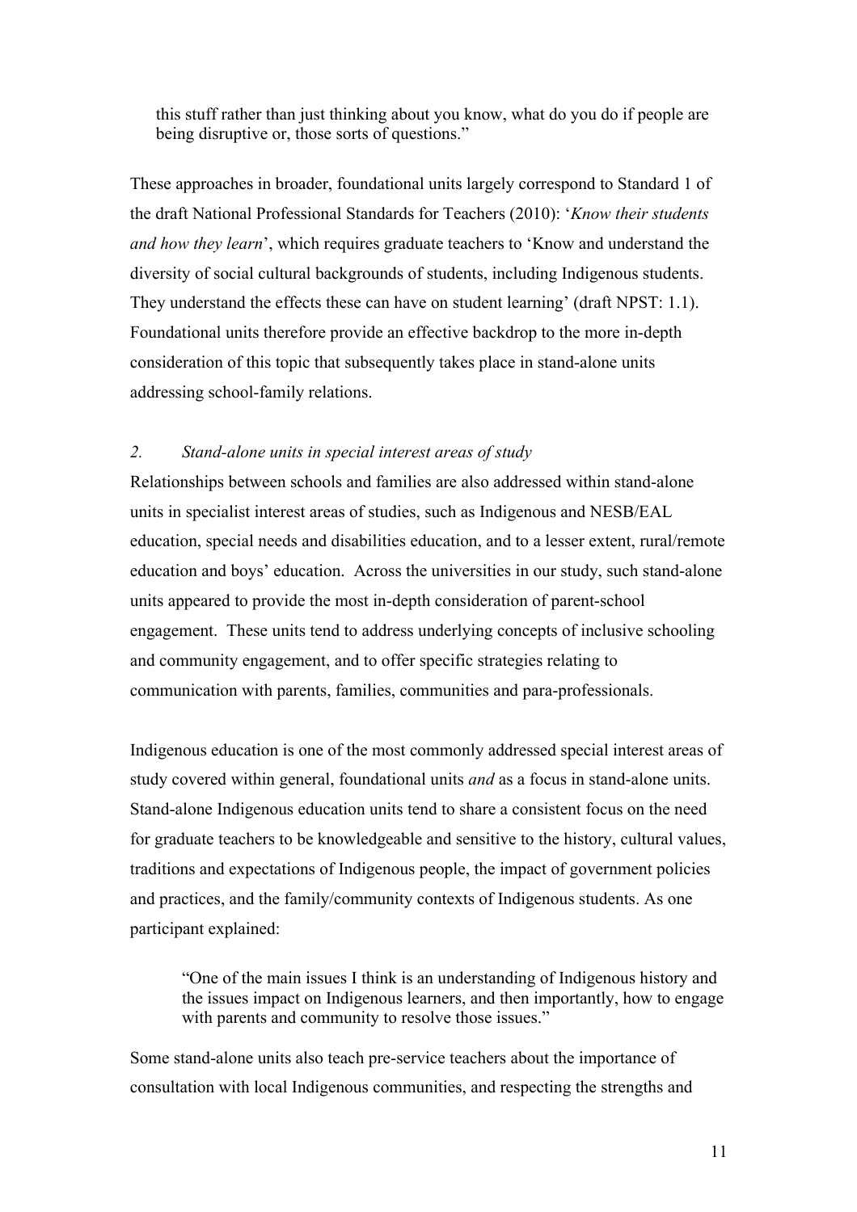> this stuff rather than just thinking about you know, what do you do if people are being disruptive or, those sorts of questions."

These approaches in broader, foundational units largely correspond to Standard 1 of the draft National Professional Standards for Teachers (2010): '*Know their students and how they learn*', which requires graduate teachers to 'Know and understand the diversity of social cultural backgrounds of students, including Indigenous students. They understand the effects these can have on student learning' (draft NPST: 1.1). Foundational units therefore provide an effective backdrop to the more in-depth consideration of this topic that subsequently takes place in stand-alone units addressing school-family relations.

*2. Stand-alone units in special interest areas of study*

Relationships between schools and families are also addressed within stand-alone units in specialist interest areas of studies, such as Indigenous and NESB/EAL education, special needs and disabilities education, and to a lesser extent, rural/remote education and boys' education. Across the universities in our study, such stand-alone units appeared to provide the most in-depth consideration of parent-school engagement. These units tend to address underlying concepts of inclusive schooling and community engagement, and to offer specific strategies relating to communication with parents, families, communities and para-professionals.

Indigenous education is one of the most commonly addressed special interest areas of study covered within general, foundational units *and* as a focus in stand-alone units. Stand-alone Indigenous education units tend to share a consistent focus on the need for graduate teachers to be knowledgeable and sensitive to the history, cultural values, traditions and expectations of Indigenous people, the impact of government policies and practices, and the family/community contexts of Indigenous students. As one participant explained:

> "One of the main issues I think is an understanding of Indigenous history and the issues impact on Indigenous learners, and then importantly, how to engage with parents and community to resolve those issues."

Some stand-alone units also teach pre-service teachers about the importance of consultation with local Indigenous communities, and respecting the strengths and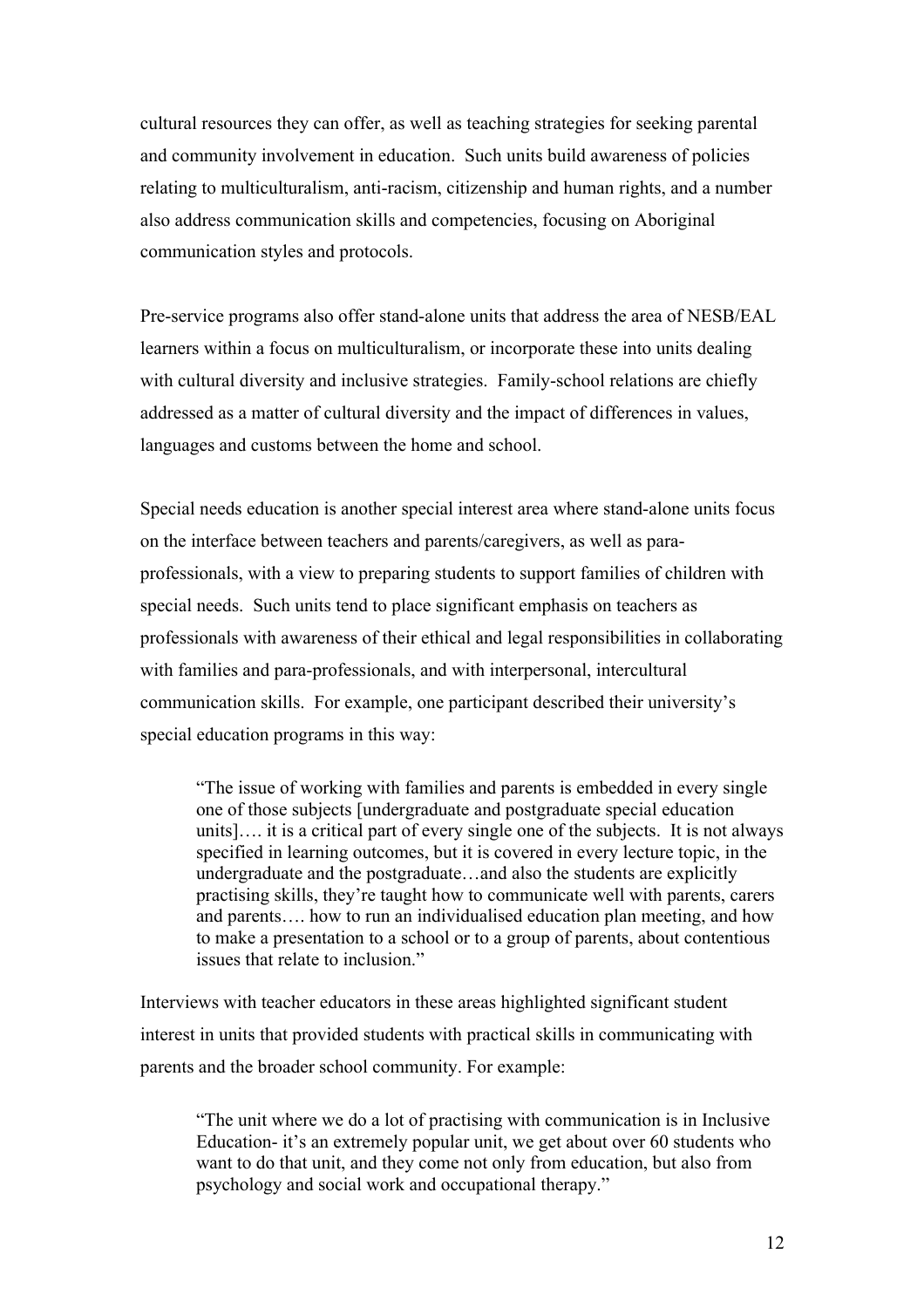cultural resources they can offer, as well as teaching strategies for seeking parental and community involvement in education. Such units build awareness of policies relating to multiculturalism, anti-racism, citizenship and human rights, and a number also address communication skills and competencies, focusing on Aboriginal communication styles and protocols.

Pre-service programs also offer stand-alone units that address the area of NESB/EAL learners within a focus on multiculturalism, or incorporate these into units dealing with cultural diversity and inclusive strategies. Family-school relations are chiefly addressed as a matter of cultural diversity and the impact of differences in values, languages and customs between the home and school.

Special needs education is another special interest area where stand-alone units focus on the interface between teachers and parents/caregivers, as well as para-professionals, with a view to preparing students to support families of children with special needs. Such units tend to place significant emphasis on teachers as professionals with awareness of their ethical and legal responsibilities in collaborating with families and para-professionals, and with interpersonal, intercultural communication skills. For example, one participant described their university's special education programs in this way:

> "The issue of working with families and parents is embedded in every single one of those subjects [undergraduate and postgraduate special education units]…. it is a critical part of every single one of the subjects. It is not always specified in learning outcomes, but it is covered in every lecture topic, in the undergraduate and the postgraduate…and also the students are explicitly practising skills, they're taught how to communicate well with parents, carers and parents…. how to run an individualised education plan meeting, and how to make a presentation to a school or to a group of parents, about contentious issues that relate to inclusion."

Interviews with teacher educators in these areas highlighted significant student interest in units that provided students with practical skills in communicating with parents and the broader school community. For example:

> "The unit where we do a lot of practising with communication is in Inclusive Education- it's an extremely popular unit, we get about over 60 students who want to do that unit, and they come not only from education, but also from psychology and social work and occupational therapy."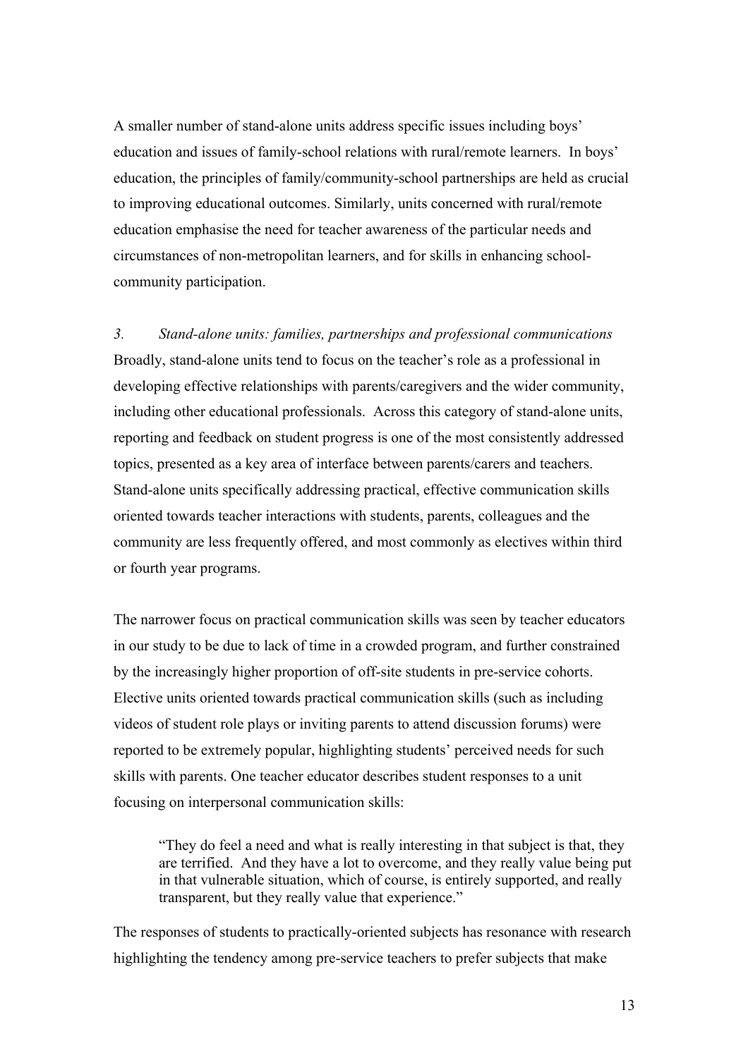A smaller number of stand-alone units address specific issues including boys' education and issues of family-school relations with rural/remote learners. In boys' education, the principles of family/community-school partnerships are held as crucial to improving educational outcomes. Similarly, units concerned with rural/remote education emphasise the need for teacher awareness of the particular needs and circumstances of non-metropolitan learners, and for skills in enhancing school-community participation.

*3. Stand-alone units: families, partnerships and professional communications*

Broadly, stand-alone units tend to focus on the teacher's role as a professional in developing effective relationships with parents/caregivers and the wider community, including other educational professionals. Across this category of stand-alone units, reporting and feedback on student progress is one of the most consistently addressed topics, presented as a key area of interface between parents/carers and teachers. Stand-alone units specifically addressing practical, effective communication skills oriented towards teacher interactions with students, parents, colleagues and the community are less frequently offered, and most commonly as electives within third or fourth year programs.

The narrower focus on practical communication skills was seen by teacher educators in our study to be due to lack of time in a crowded program, and further constrained by the increasingly higher proportion of off-site students in pre-service cohorts. Elective units oriented towards practical communication skills (such as including videos of student role plays or inviting parents to attend discussion forums) were reported to be extremely popular, highlighting students' perceived needs for such skills with parents. One teacher educator describes student responses to a unit focusing on interpersonal communication skills:

> "They do feel a need and what is really interesting in that subject is that, they are terrified. And they have a lot to overcome, and they really value being put in that vulnerable situation, which of course, is entirely supported, and really transparent, but they really value that experience."

The responses of students to practically-oriented subjects has resonance with research highlighting the tendency among pre-service teachers to prefer subjects that make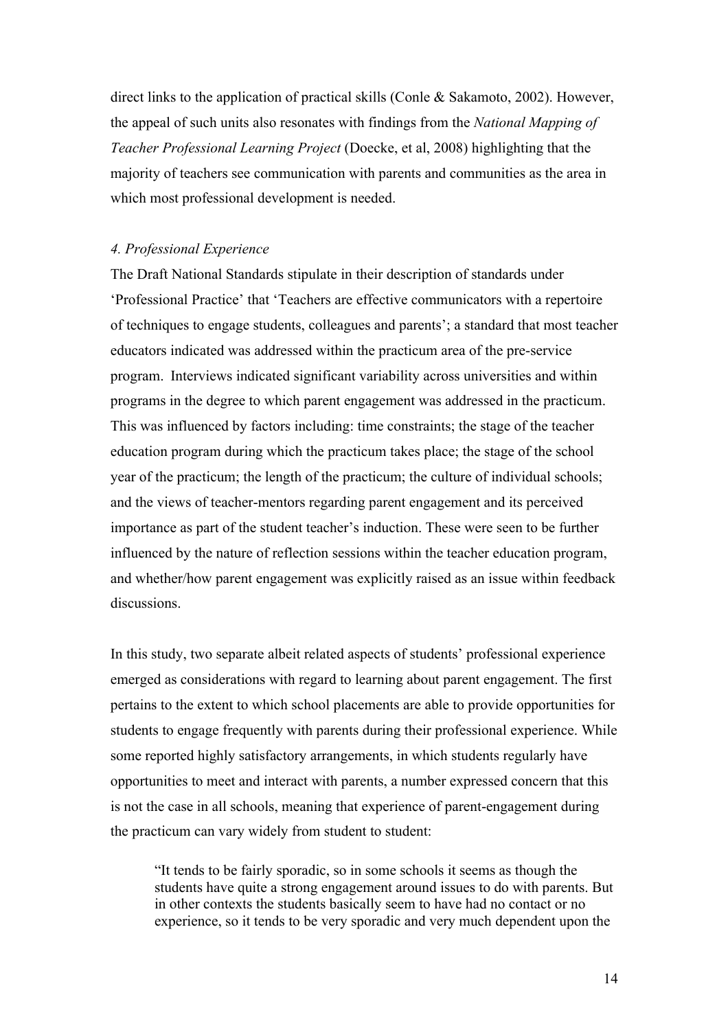direct links to the application of practical skills (Conle & Sakamoto, 2002). However, the appeal of such units also resonates with findings from the *National Mapping of Teacher Professional Learning Project* (Doecke, et al, 2008) highlighting that the majority of teachers see communication with parents and communities as the area in which most professional development is needed.

*4. Professional Experience*

The Draft National Standards stipulate in their description of standards under 'Professional Practice' that 'Teachers are effective communicators with a repertoire of techniques to engage students, colleagues and parents'; a standard that most teacher educators indicated was addressed within the practicum area of the pre-service program. Interviews indicated significant variability across universities and within programs in the degree to which parent engagement was addressed in the practicum. This was influenced by factors including: time constraints; the stage of the teacher education program during which the practicum takes place; the stage of the school year of the practicum; the length of the practicum; the culture of individual schools; and the views of teacher-mentors regarding parent engagement and its perceived importance as part of the student teacher's induction. These were seen to be further influenced by the nature of reflection sessions within the teacher education program, and whether/how parent engagement was explicitly raised as an issue within feedback discussions.

In this study, two separate albeit related aspects of students' professional experience emerged as considerations with regard to learning about parent engagement. The first pertains to the extent to which school placements are able to provide opportunities for students to engage frequently with parents during their professional experience. While some reported highly satisfactory arrangements, in which students regularly have opportunities to meet and interact with parents, a number expressed concern that this is not the case in all schools, meaning that experience of parent-engagement during the practicum can vary widely from student to student:

> "It tends to be fairly sporadic, so in some schools it seems as though the students have quite a strong engagement around issues to do with parents. But in other contexts the students basically seem to have had no contact or no experience, so it tends to be very sporadic and very much dependent upon the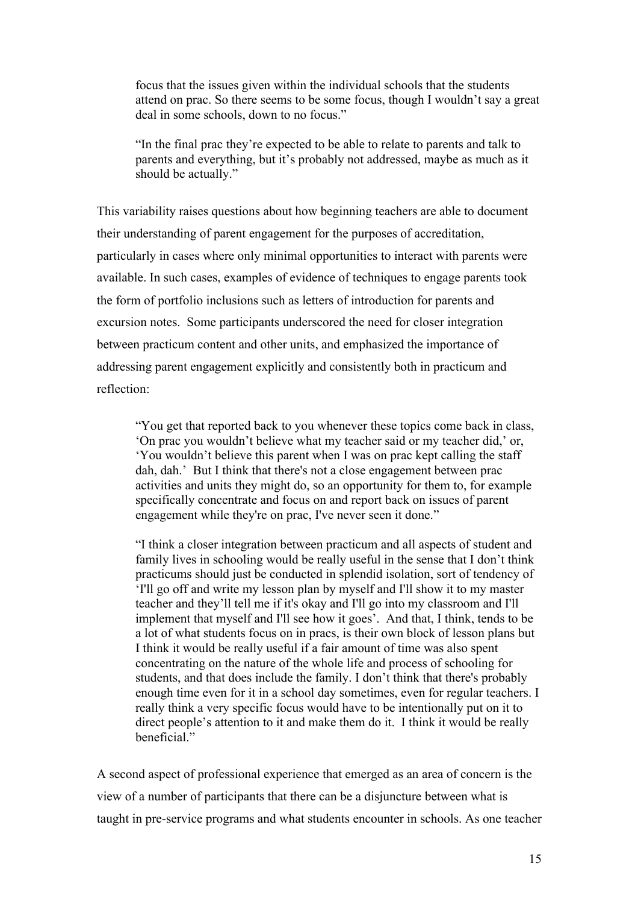> focus that the issues given within the individual schools that the students attend on prac. So there seems to be some focus, though I wouldn't say a great deal in some schools, down to no focus."

> "In the final prac they're expected to be able to relate to parents and talk to parents and everything, but it's probably not addressed, maybe as much as it should be actually."

This variability raises questions about how beginning teachers are able to document their understanding of parent engagement for the purposes of accreditation, particularly in cases where only minimal opportunities to interact with parents were available. In such cases, examples of evidence of techniques to engage parents took the form of portfolio inclusions such as letters of introduction for parents and excursion notes. Some participants underscored the need for closer integration between practicum content and other units, and emphasized the importance of addressing parent engagement explicitly and consistently both in practicum and reflection:

> "You get that reported back to you whenever these topics come back in class, 'On prac you wouldn't believe what my teacher said or my teacher did,' or, 'You wouldn't believe this parent when I was on prac kept calling the staff dah, dah.' But I think that there's not a close engagement between prac activities and units they might do, so an opportunity for them to, for example specifically concentrate and focus on and report back on issues of parent engagement while they're on prac, I've never seen it done."

> "I think a closer integration between practicum and all aspects of student and family lives in schooling would be really useful in the sense that I don't think practicums should just be conducted in splendid isolation, sort of tendency of 'I'll go off and write my lesson plan by myself and I'll show it to my master teacher and they'll tell me if it's okay and I'll go into my classroom and I'll implement that myself and I'll see how it goes'. And that, I think, tends to be a lot of what students focus on in pracs, is their own block of lesson plans but I think it would be really useful if a fair amount of time was also spent concentrating on the nature of the whole life and process of schooling for students, and that does include the family. I don't think that there's probably enough time even for it in a school day sometimes, even for regular teachers. I really think a very specific focus would have to be intentionally put on it to direct people's attention to it and make them do it. I think it would be really beneficial."

A second aspect of professional experience that emerged as an area of concern is the view of a number of participants that there can be a disjuncture between what is taught in pre-service programs and what students encounter in schools. As one teacher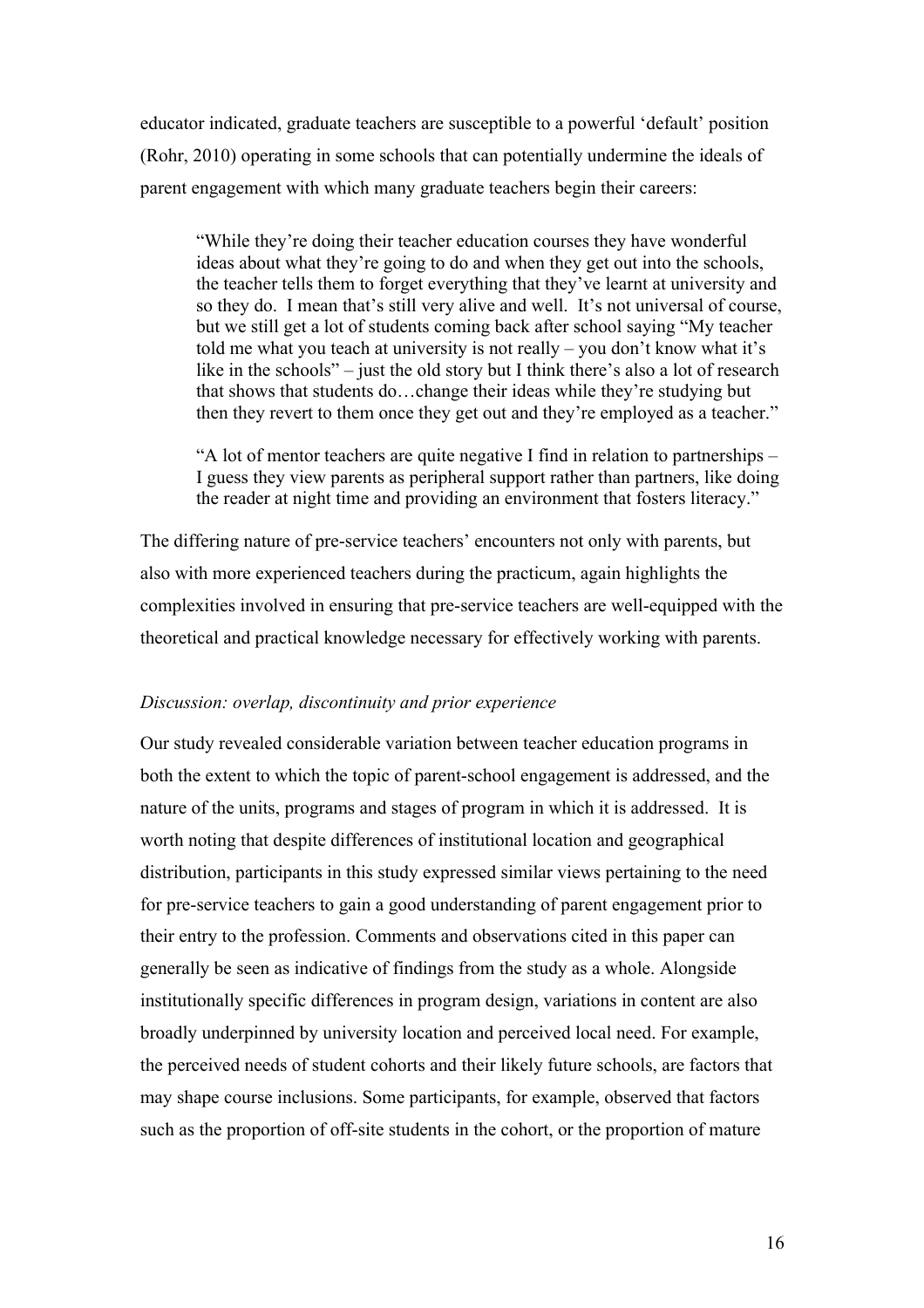educator indicated, graduate teachers are susceptible to a powerful 'default' position (Rohr, 2010) operating in some schools that can potentially undermine the ideals of parent engagement with which many graduate teachers begin their careers:

> "While they're doing their teacher education courses they have wonderful ideas about what they're going to do and when they get out into the schools, the teacher tells them to forget everything that they've learnt at university and so they do. I mean that's still very alive and well. It's not universal of course, but we still get a lot of students coming back after school saying "My teacher told me what you teach at university is not really – you don't know what it's like in the schools" – just the old story but I think there's also a lot of research that shows that students do…change their ideas while they're studying but then they revert to them once they get out and they're employed as a teacher."

> "A lot of mentor teachers are quite negative I find in relation to partnerships – I guess they view parents as peripheral support rather than partners, like doing the reader at night time and providing an environment that fosters literacy."

The differing nature of pre-service teachers' encounters not only with parents, but also with more experienced teachers during the practicum, again highlights the complexities involved in ensuring that pre-service teachers are well-equipped with the theoretical and practical knowledge necessary for effectively working with parents.

*Discussion: overlap, discontinuity and prior experience*

Our study revealed considerable variation between teacher education programs in both the extent to which the topic of parent-school engagement is addressed, and the nature of the units, programs and stages of program in which it is addressed. It is worth noting that despite differences of institutional location and geographical distribution, participants in this study expressed similar views pertaining to the need for pre-service teachers to gain a good understanding of parent engagement prior to their entry to the profession. Comments and observations cited in this paper can generally be seen as indicative of findings from the study as a whole. Alongside institutionally specific differences in program design, variations in content are also broadly underpinned by university location and perceived local need. For example, the perceived needs of student cohorts and their likely future schools, are factors that may shape course inclusions. Some participants, for example, observed that factors such as the proportion of off-site students in the cohort, or the proportion of mature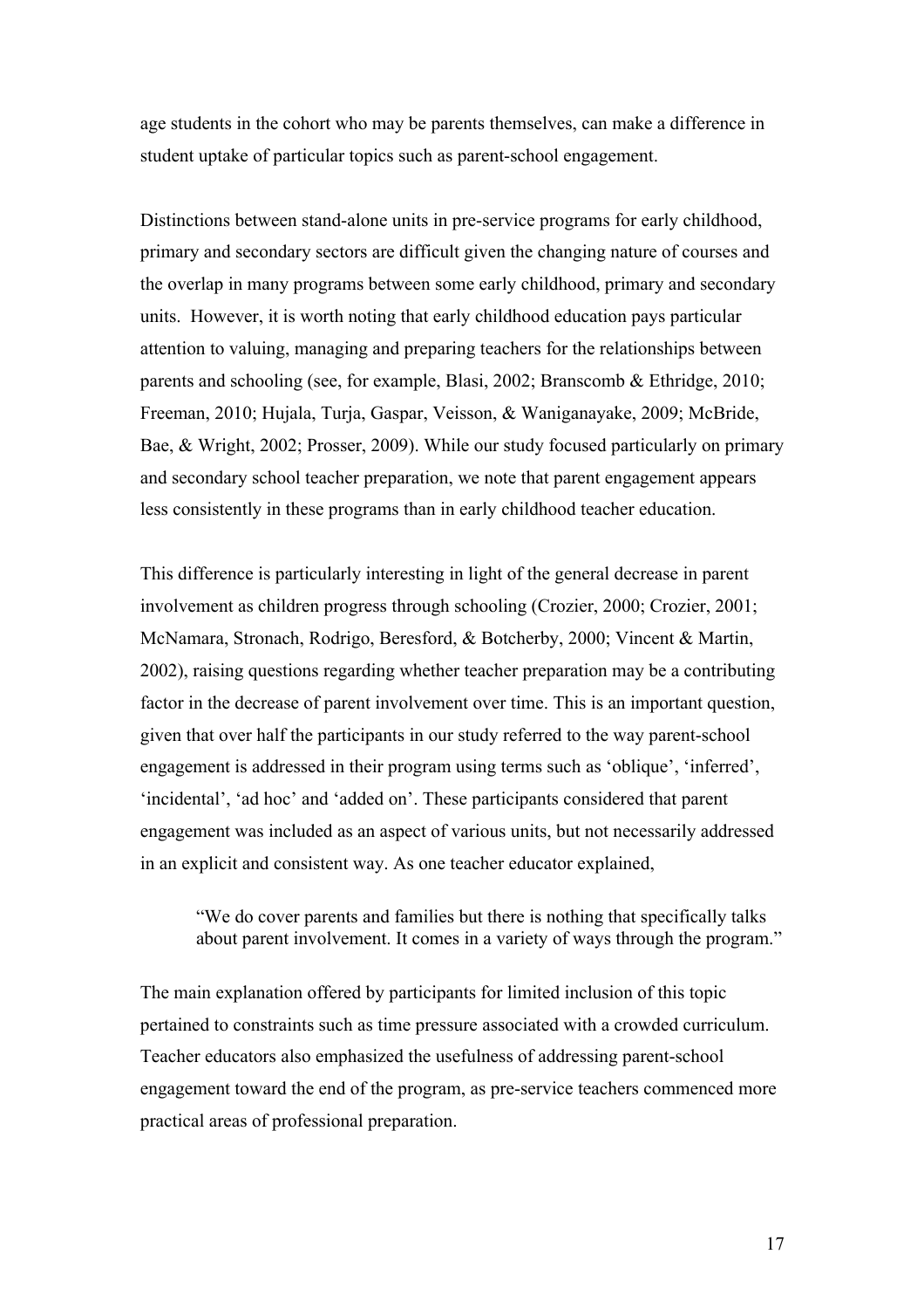age students in the cohort who may be parents themselves, can make a difference in student uptake of particular topics such as parent-school engagement.

Distinctions between stand-alone units in pre-service programs for early childhood, primary and secondary sectors are difficult given the changing nature of courses and the overlap in many programs between some early childhood, primary and secondary units. However, it is worth noting that early childhood education pays particular attention to valuing, managing and preparing teachers for the relationships between parents and schooling (see, for example, Blasi, 2002; Branscomb & Ethridge, 2010; Freeman, 2010; Hujala, Turja, Gaspar, Veisson, & Waniganayake, 2009; McBride, Bae, & Wright, 2002; Prosser, 2009). While our study focused particularly on primary and secondary school teacher preparation, we note that parent engagement appears less consistently in these programs than in early childhood teacher education.

This difference is particularly interesting in light of the general decrease in parent involvement as children progress through schooling (Crozier, 2000; Crozier, 2001; McNamara, Stronach, Rodrigo, Beresford, & Botcherby, 2000; Vincent & Martin, 2002), raising questions regarding whether teacher preparation may be a contributing factor in the decrease of parent involvement over time. This is an important question, given that over half the participants in our study referred to the way parent-school engagement is addressed in their program using terms such as 'oblique', 'inferred', 'incidental', 'ad hoc' and 'added on'. These participants considered that parent engagement was included as an aspect of various units, but not necessarily addressed in an explicit and consistent way. As one teacher educator explained,

> "We do cover parents and families but there is nothing that specifically talks about parent involvement. It comes in a variety of ways through the program."

The main explanation offered by participants for limited inclusion of this topic pertained to constraints such as time pressure associated with a crowded curriculum. Teacher educators also emphasized the usefulness of addressing parent-school engagement toward the end of the program, as pre-service teachers commenced more practical areas of professional preparation.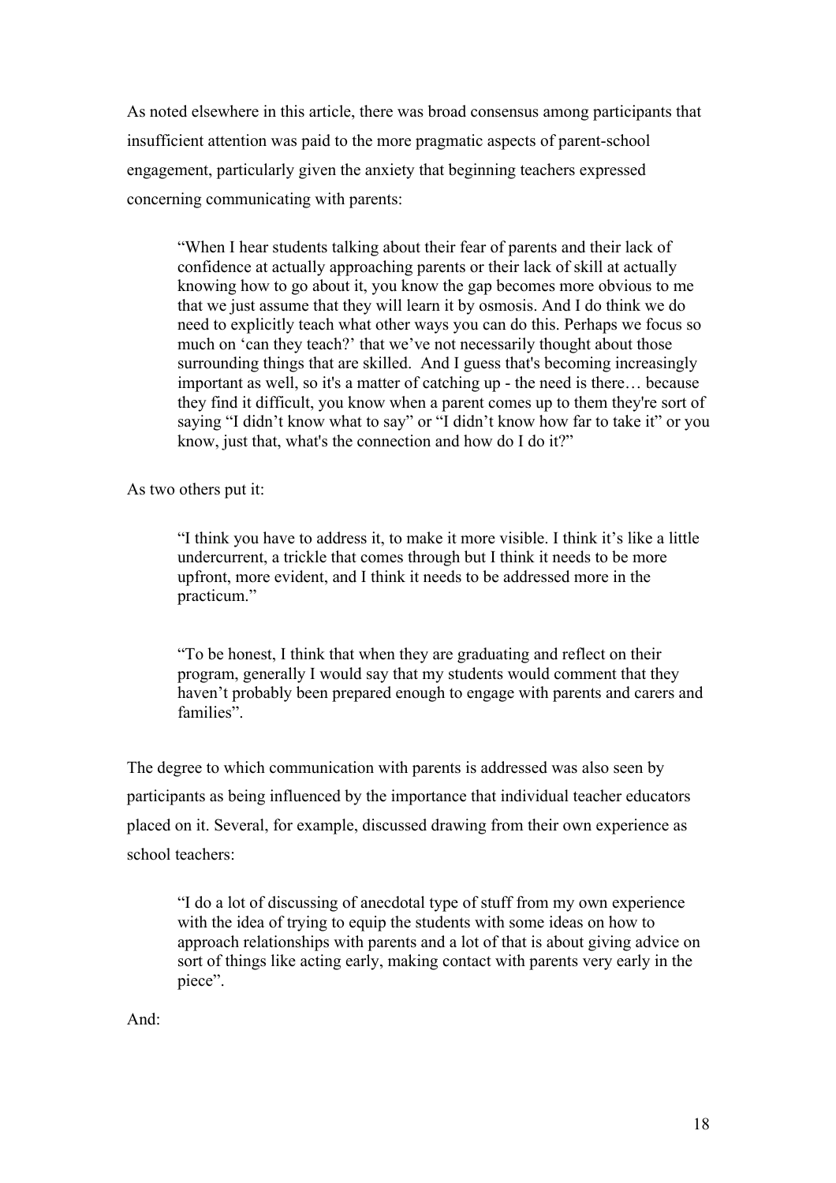As noted elsewhere in this article, there was broad consensus among participants that insufficient attention was paid to the more pragmatic aspects of parent-school engagement, particularly given the anxiety that beginning teachers expressed concerning communicating with parents:

> "When I hear students talking about their fear of parents and their lack of confidence at actually approaching parents or their lack of skill at actually knowing how to go about it, you know the gap becomes more obvious to me that we just assume that they will learn it by osmosis. And I do think we do need to explicitly teach what other ways you can do this. Perhaps we focus so much on 'can they teach?' that we've not necessarily thought about those surrounding things that are skilled. And I guess that's becoming increasingly important as well, so it's a matter of catching up - the need is there… because they find it difficult, you know when a parent comes up to them they're sort of saying "I didn't know what to say" or "I didn't know how far to take it" or you know, just that, what's the connection and how do I do it?"

As two others put it:

> "I think you have to address it, to make it more visible. I think it's like a little undercurrent, a trickle that comes through but I think it needs to be more upfront, more evident, and I think it needs to be addressed more in the practicum."

> "To be honest, I think that when they are graduating and reflect on their program, generally I would say that my students would comment that they haven't probably been prepared enough to engage with parents and carers and families".

The degree to which communication with parents is addressed was also seen by participants as being influenced by the importance that individual teacher educators placed on it. Several, for example, discussed drawing from their own experience as school teachers:

> "I do a lot of discussing of anecdotal type of stuff from my own experience with the idea of trying to equip the students with some ideas on how to approach relationships with parents and a lot of that is about giving advice on sort of things like acting early, making contact with parents very early in the piece".

And: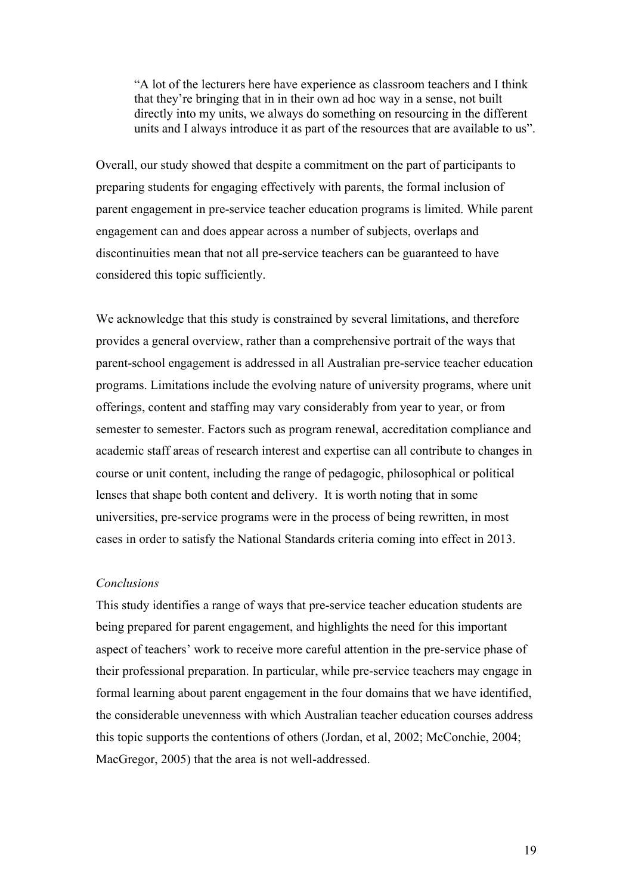> "A lot of the lecturers here have experience as classroom teachers and I think that they're bringing that in in their own ad hoc way in a sense, not built directly into my units, we always do something on resourcing in the different units and I always introduce it as part of the resources that are available to us".

Overall, our study showed that despite a commitment on the part of participants to preparing students for engaging effectively with parents, the formal inclusion of parent engagement in pre-service teacher education programs is limited. While parent engagement can and does appear across a number of subjects, overlaps and discontinuities mean that not all pre-service teachers can be guaranteed to have considered this topic sufficiently.

We acknowledge that this study is constrained by several limitations, and therefore provides a general overview, rather than a comprehensive portrait of the ways that parent-school engagement is addressed in all Australian pre-service teacher education programs. Limitations include the evolving nature of university programs, where unit offerings, content and staffing may vary considerably from year to year, or from semester to semester. Factors such as program renewal, accreditation compliance and academic staff areas of research interest and expertise can all contribute to changes in course or unit content, including the range of pedagogic, philosophical or political lenses that shape both content and delivery. It is worth noting that in some universities, pre-service programs were in the process of being rewritten, in most cases in order to satisfy the National Standards criteria coming into effect in 2013.

*Conclusions*

This study identifies a range of ways that pre-service teacher education students are being prepared for parent engagement, and highlights the need for this important aspect of teachers' work to receive more careful attention in the pre-service phase of their professional preparation. In particular, while pre-service teachers may engage in formal learning about parent engagement in the four domains that we have identified, the considerable unevenness with which Australian teacher education courses address this topic supports the contentions of others (Jordan, et al, 2002; McConchie, 2004; MacGregor, 2005) that the area is not well-addressed.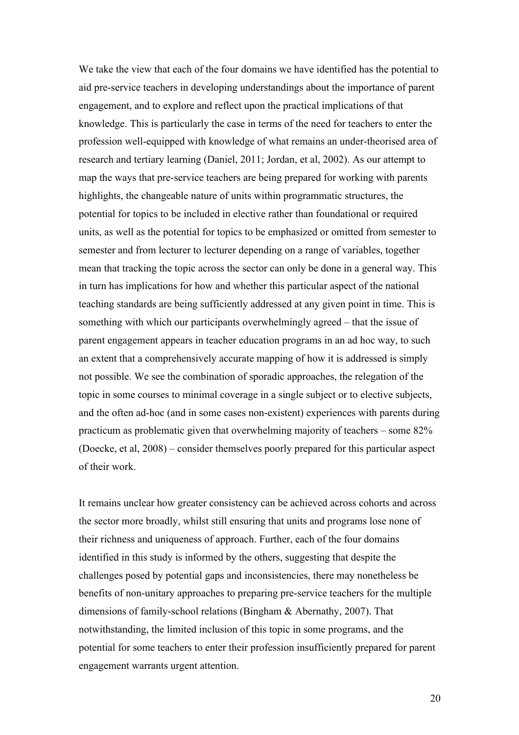We take the view that each of the four domains we have identified has the potential to aid pre-service teachers in developing understandings about the importance of parent engagement, and to explore and reflect upon the practical implications of that knowledge. This is particularly the case in terms of the need for teachers to enter the profession well-equipped with knowledge of what remains an under-theorised area of research and tertiary learning (Daniel, 2011; Jordan, et al, 2002). As our attempt to map the ways that pre-service teachers are being prepared for working with parents highlights, the changeable nature of units within programmatic structures, the potential for topics to be included in elective rather than foundational or required units, as well as the potential for topics to be emphasized or omitted from semester to semester and from lecturer to lecturer depending on a range of variables, together mean that tracking the topic across the sector can only be done in a general way. This in turn has implications for how and whether this particular aspect of the national teaching standards are being sufficiently addressed at any given point in time. This is something with which our participants overwhelmingly agreed – that the issue of parent engagement appears in teacher education programs in an ad hoc way, to such an extent that a comprehensively accurate mapping of how it is addressed is simply not possible. We see the combination of sporadic approaches, the relegation of the topic in some courses to minimal coverage in a single subject or to elective subjects, and the often ad-hoc (and in some cases non-existent) experiences with parents during practicum as problematic given that overwhelming majority of teachers – some 82% (Doecke, et al, 2008) – consider themselves poorly prepared for this particular aspect of their work.

It remains unclear how greater consistency can be achieved across cohorts and across the sector more broadly, whilst still ensuring that units and programs lose none of their richness and uniqueness of approach. Further, each of the four domains identified in this study is informed by the others, suggesting that despite the challenges posed by potential gaps and inconsistencies, there may nonetheless be benefits of non-unitary approaches to preparing pre-service teachers for the multiple dimensions of family-school relations (Bingham & Abernathy, 2007). That notwithstanding, the limited inclusion of this topic in some programs, and the potential for some teachers to enter their profession insufficiently prepared for parent engagement warrants urgent attention.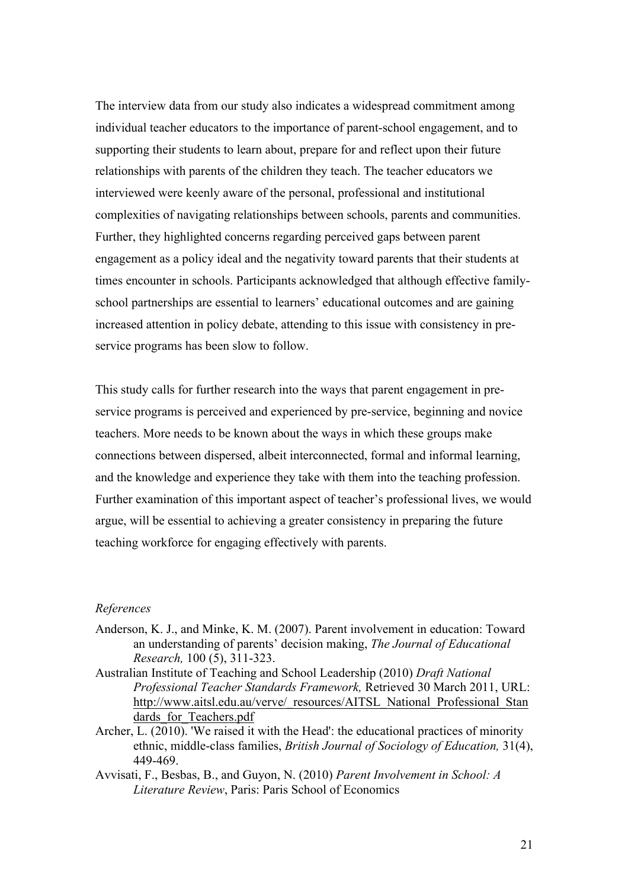The interview data from our study also indicates a widespread commitment among individual teacher educators to the importance of parent-school engagement, and to supporting their students to learn about, prepare for and reflect upon their future relationships with parents of the children they teach. The teacher educators we interviewed were keenly aware of the personal, professional and institutional complexities of navigating relationships between schools, parents and communities. Further, they highlighted concerns regarding perceived gaps between parent engagement as a policy ideal and the negativity toward parents that their students at times encounter in schools. Participants acknowledged that although effective family-school partnerships are essential to learners' educational outcomes and are gaining increased attention in policy debate, attending to this issue with consistency in pre-service programs has been slow to follow.

This study calls for further research into the ways that parent engagement in pre-service programs is perceived and experienced by pre-service, beginning and novice teachers. More needs to be known about the ways in which these groups make connections between dispersed, albeit interconnected, formal and informal learning, and the knowledge and experience they take with them into the teaching profession. Further examination of this important aspect of teacher's professional lives, we would argue, will be essential to achieving a greater consistency in preparing the future teaching workforce for engaging effectively with parents.

*References*

Anderson, K. J., and Minke, K. M. (2007). Parent involvement in education: Toward an understanding of parents' decision making, *The Journal of Educational Research,* 100 (5), 311-323.

Australian Institute of Teaching and School Leadership (2010) *Draft National Professional Teacher Standards Framework,* Retrieved 30 March 2011, URL: http://www.aitsl.edu.au/verve/_resources/AITSL_National_Professional_Standards_for_Teachers.pdf

Archer, L. (2010). 'We raised it with the Head': the educational practices of minority ethnic, middle-class families, *British Journal of Sociology of Education,* 31(4), 449-469.

Avvisati, F., Besbas, B., and Guyon, N. (2010) *Parent Involvement in School: A Literature Review*, Paris: Paris School of Economics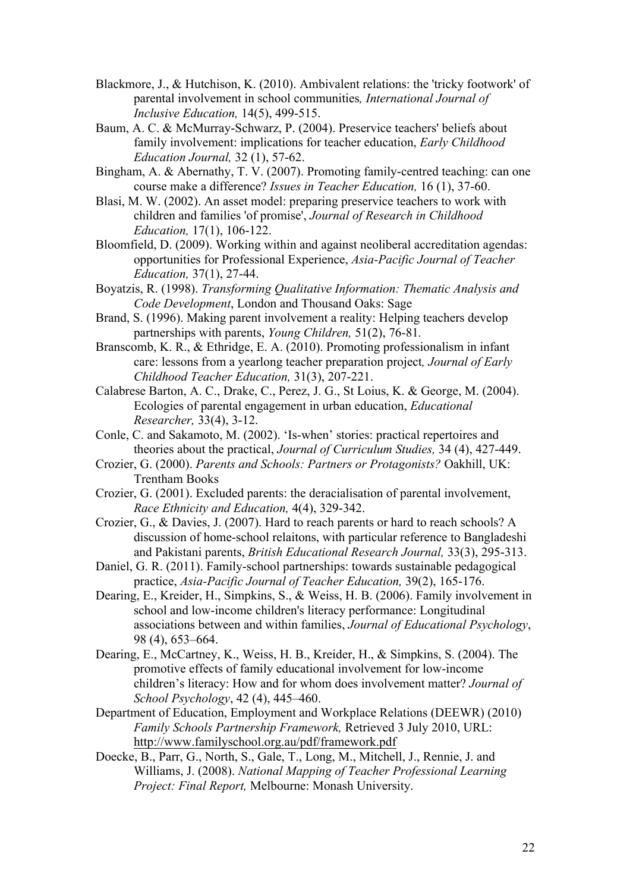Blackmore, J., & Hutchison, K. (2010). Ambivalent relations: the 'tricky footwork' of parental involvement in school communities*, International Journal of Inclusive Education,* 14(5), 499-515.

Baum, A. C. & McMurray-Schwarz, P. (2004). Preservice teachers' beliefs about family involvement: implications for teacher education, *Early Childhood Education Journal,* 32 (1), 57-62.

Bingham, A. & Abernathy, T. V. (2007). Promoting family-centred teaching: can one course make a difference? *Issues in Teacher Education,* 16 (1), 37-60.

Blasi, M. W. (2002). An asset model: preparing preservice teachers to work with children and families 'of promise', *Journal of Research in Childhood Education,* 17(1), 106-122.

Bloomfield, D. (2009). Working within and against neoliberal accreditation agendas: opportunities for Professional Experience, *Asia-Pacific Journal of Teacher Education,* 37(1), 27-44.

Boyatzis, R. (1998). *Transforming Qualitative Information: Thematic Analysis and Code Development*, London and Thousand Oaks: Sage

Brand, S. (1996). Making parent involvement a reality: Helping teachers develop partnerships with parents, *Young Children,* 51(2), 76-81*.*

Branscomb, K. R., & Ethridge, E. A. (2010). Promoting professionalism in infant care: lessons from a yearlong teacher preparation project*, Journal of Early Childhood Teacher Education,* 31(3), 207-221.

Calabrese Barton, A. C., Drake, C., Perez, J. G., St Loius, K. & George, M. (2004). Ecologies of parental engagement in urban education, *Educational Researcher,* 33(4), 3-12.

Conle, C. and Sakamoto, M. (2002). 'Is-when' stories: practical repertoires and theories about the practical, *Journal of Curriculum Studies,* 34 (4), 427-449.

Crozier, G. (2000). *Parents and Schools: Partners or Protagonists?* Oakhill, UK: Trentham Books

Crozier, G. (2001). Excluded parents: the deracialisation of parental involvement, *Race Ethnicity and Education,* 4(4), 329-342.

Crozier, G., & Davies, J. (2007). Hard to reach parents or hard to reach schools? A discussion of home-school relaitons, with particular reference to Bangladeshi and Pakistani parents, *British Educational Research Journal,* 33(3), 295-313.

Daniel, G. R. (2011). Family-school partnerships: towards sustainable pedagogical practice, *Asia-Pacific Journal of Teacher Education,* 39(2), 165-176.

Dearing, E., Kreider, H., Simpkins, S., & Weiss, H. B. (2006). Family involvement in school and low-income children's literacy performance: Longitudinal associations between and within families, *Journal of Educational Psychology*, 98 (4), 653–664.

Dearing, E., McCartney, K., Weiss, H. B., Kreider, H., & Simpkins, S. (2004). The promotive effects of family educational involvement for low-income children's literacy: How and for whom does involvement matter? *Journal of School Psychology*, 42 (4), 445–460.

Department of Education, Employment and Workplace Relations (DEEWR) (2010) *Family Schools Partnership Framework,* Retrieved 3 July 2010, URL: http://www.familyschool.org.au/pdf/framework.pdf

Doecke, B., Parr, G., North, S., Gale, T., Long, M., Mitchell, J., Rennie, J. and Williams, J. (2008). *National Mapping of Teacher Professional Learning Project: Final Report,* Melbourne: Monash University.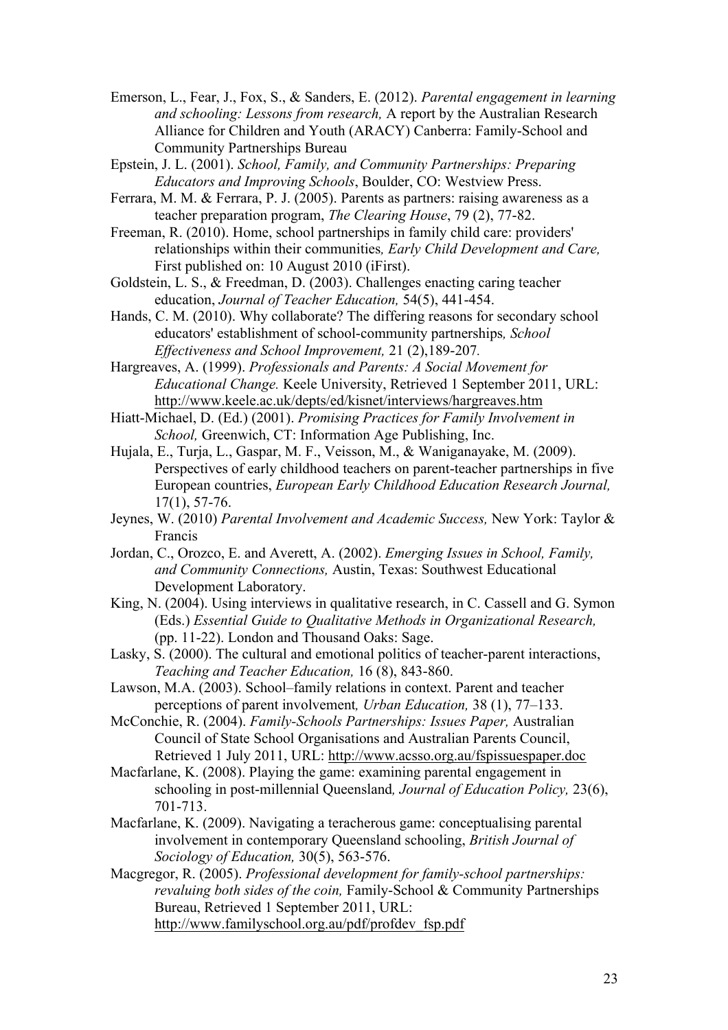Emerson, L., Fear, J., Fox, S., & Sanders, E. (2012). *Parental engagement in learning and schooling: Lessons from research,* A report by the Australian Research Alliance for Children and Youth (ARACY) Canberra: Family-School and Community Partnerships Bureau

Epstein, J. L. (2001). *School, Family, and Community Partnerships: Preparing Educators and Improving Schools*, Boulder, CO: Westview Press.

Ferrara, M. M. & Ferrara, P. J. (2005). Parents as partners: raising awareness as a teacher preparation program, *The Clearing House*, 79 (2), 77-82.

Freeman, R. (2010). Home, school partnerships in family child care: providers' relationships within their communities*, Early Child Development and Care,* First published on: 10 August 2010 (iFirst).

Goldstein, L. S., & Freedman, D. (2003). Challenges enacting caring teacher education, *Journal of Teacher Education,* 54(5), 441-454.

Hands, C. M. (2010). Why collaborate? The differing reasons for secondary school educators' establishment of school-community partnerships*, School Effectiveness and School Improvement,* 21 (2),189-207*.*

Hargreaves, A. (1999). *Professionals and Parents: A Social Movement for Educational Change.* Keele University, Retrieved 1 September 2011, URL: http://www.keele.ac.uk/depts/ed/kisnet/interviews/hargreaves.htm

Hiatt-Michael, D. (Ed.) (2001). *Promising Practices for Family Involvement in School,* Greenwich, CT: Information Age Publishing, Inc.

Hujala, E., Turja, L., Gaspar, M. F., Veisson, M., & Waniganayake, M. (2009). Perspectives of early childhood teachers on parent-teacher partnerships in five European countries, *European Early Childhood Education Research Journal,* 17(1), 57-76.

Jeynes, W. (2010) *Parental Involvement and Academic Success,* New York: Taylor & Francis

Jordan, C., Orozco, E. and Averett, A. (2002). *Emerging Issues in School, Family, and Community Connections,* Austin, Texas: Southwest Educational Development Laboratory.

King, N. (2004). Using interviews in qualitative research, in C. Cassell and G. Symon (Eds.) *Essential Guide to Qualitative Methods in Organizational Research,* (pp. 11-22). London and Thousand Oaks: Sage.

Lasky, S. (2000). The cultural and emotional politics of teacher-parent interactions, *Teaching and Teacher Education,* 16 (8), 843-860.

Lawson, M.A. (2003). School–family relations in context. Parent and teacher perceptions of parent involvement*, Urban Education,* 38 (1), 77–133.

McConchie, R. (2004). *Family-Schools Partnerships: Issues Paper,* Australian Council of State School Organisations and Australian Parents Council, Retrieved 1 July 2011, URL: http://www.acsso.org.au/fspissuespaper.doc

Macfarlane, K. (2008). Playing the game: examining parental engagement in schooling in post-millennial Queensland*, Journal of Education Policy,* 23(6), 701-713.

Macfarlane, K. (2009). Navigating a teracherous game: conceptualising parental involvement in contemporary Queensland schooling, *British Journal of Sociology of Education,* 30(5), 563-576.

Macgregor, R. (2005). *Professional development for family-school partnerships: revaluing both sides of the coin,* Family-School & Community Partnerships Bureau, Retrieved 1 September 2011, URL: http://www.familyschool.org.au/pdf/profdev_fsp.pdf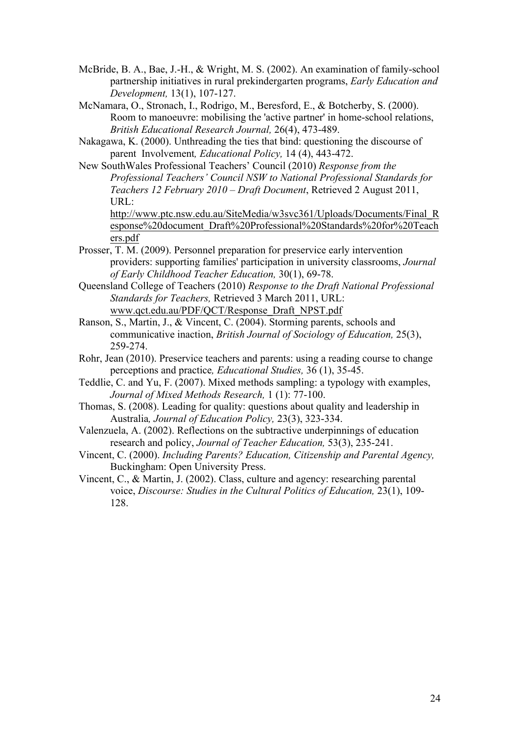McBride, B. A., Bae, J.-H., & Wright, M. S. (2002). An examination of family-school partnership initiatives in rural prekindergarten programs, *Early Education and Development,* 13(1), 107-127.

McNamara, O., Stronach, I., Rodrigo, M., Beresford, E., & Botcherby, S. (2000). Room to manoeuvre: mobilising the 'active partner' in home-school relations, *British Educational Research Journal,* 26(4), 473-489.

Nakagawa, K. (2000). Unthreading the ties that bind: questioning the discourse of parent Involvement*, Educational Policy,* 14 (4), 443-472.

New SouthWales Professional Teachers' Council (2010) *Response from the Professional Teachers' Council NSW to National Professional Standards for Teachers 12 February 2010 – Draft Document*, Retrieved 2 August 2011, URL: http://www.ptc.nsw.edu.au/SiteMedia/w3svc361/Uploads/Documents/Final_Response%20document_Draft%20Professional%20Standards%20for%20Teachers.pdf

Prosser, T. M. (2009). Personnel preparation for preservice early intervention providers: supporting families' participation in university classrooms, *Journal of Early Childhood Teacher Education,* 30(1), 69-78.

Queensland College of Teachers (2010) *Response to the Draft National Professional Standards for Teachers,* Retrieved 3 March 2011, URL: www.qct.edu.au/PDF/QCT/Response_Draft_NPST.pdf

Ranson, S., Martin, J., & Vincent, C. (2004). Storming parents, schools and communicative inaction, *British Journal of Sociology of Education,* 25(3), 259-274.

Rohr, Jean (2010). Preservice teachers and parents: using a reading course to change perceptions and practice*, Educational Studies,* 36 (1), 35-45.

Teddlie, C. and Yu, F. (2007). Mixed methods sampling: a typology with examples, *Journal of Mixed Methods Research,* 1 (1): 77-100.

Thomas, S. (2008). Leading for quality: questions about quality and leadership in Australia*, Journal of Education Policy,* 23(3), 323-334.

Valenzuela, A. (2002). Reflections on the subtractive underpinnings of education research and policy, *Journal of Teacher Education,* 53(3), 235-241.

Vincent, C. (2000). *Including Parents? Education, Citizenship and Parental Agency,* Buckingham: Open University Press.

Vincent, C., & Martin, J. (2002). Class, culture and agency: researching parental voice, *Discourse: Studies in the Cultural Politics of Education,* 23(1), 109-128.